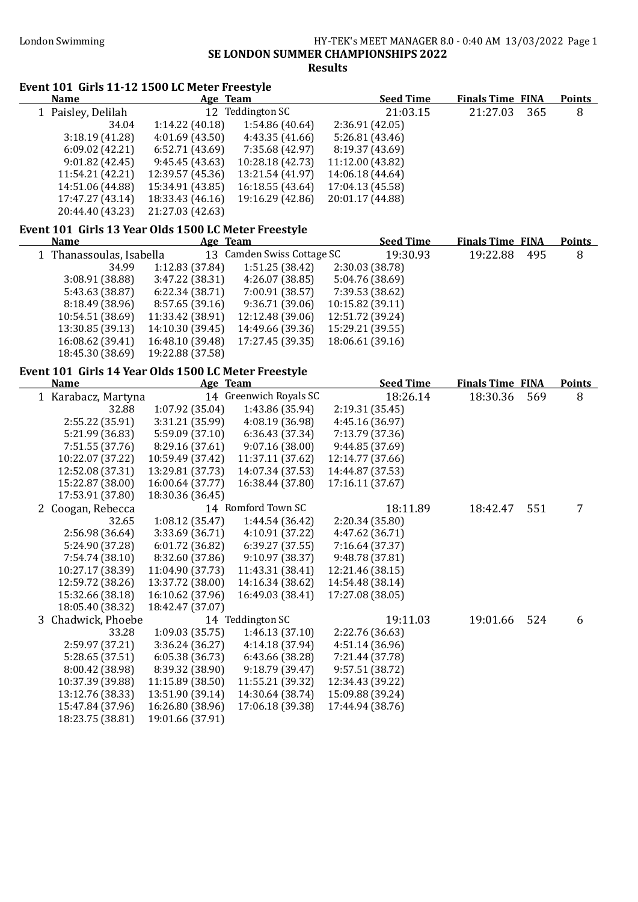# SE LONDON SUMMER CHAMPIONSHIPS 2022

## Results

### Event 101 Girls 11-12 1500 LC Meter Freestyle

| | Name | Age | Team | Seed Time | Finals Time | FINA | Points |
|---|---|---|---|---|---|---|---|
| 1 | Paisley, Delilah | 12 | Teddington SC | 21:03.15 | 21:27.03 | 365 | 8 |

34.04 | 1:14.22 (40.18) | 1:54.86 (40.64) | 2:36.91 (42.05)
3:18.19 (41.28) | 4:01.69 (43.50) | 4:43.35 (41.66) | 5:26.81 (43.46)
6:09.02 (42.21) | 6:52.71 (43.69) | 7:35.68 (42.97) | 8:19.37 (43.69)
9:01.82 (42.45) | 9:45.45 (43.63) | 10:28.18 (42.73) | 11:12.00 (43.82)
11:54.21 (42.21) | 12:39.57 (45.36) | 13:21.54 (41.97) | 14:06.18 (44.64)
14:51.06 (44.88) | 15:34.91 (43.85) | 16:18.55 (43.64) | 17:04.13 (45.58)
17:47.27 (43.14) | 18:33.43 (46.16) | 19:16.29 (42.86) | 20:01.17 (44.88)
20:44.40 (43.23) | 21:27.03 (42.63)

### Event 101 Girls 13 Year Olds 1500 LC Meter Freestyle

| | Name | Age | Team | Seed Time | Finals Time | FINA | Points |
|---|---|---|---|---|---|---|---|
| 1 | Thanassoulas, Isabella | 13 | Camden Swiss Cottage SC | 19:30.93 | 19:22.88 | 495 | 8 |

34.99 | 1:12.83 (37.84) | 1:51.25 (38.42) | 2:30.03 (38.78)
3:08.91 (38.88) | 3:47.22 (38.31) | 4:26.07 (38.85) | 5:04.76 (38.69)
5:43.63 (38.87) | 6:22.34 (38.71) | 7:00.91 (38.57) | 7:39.53 (38.62)
8:18.49 (38.96) | 8:57.65 (39.16) | 9:36.71 (39.06) | 10:15.82 (39.11)
10:54.51 (38.69) | 11:33.42 (38.91) | 12:12.48 (39.06) | 12:51.72 (39.24)
13:30.85 (39.13) | 14:10.30 (39.45) | 14:49.66 (39.36) | 15:29.21 (39.55)
16:08.62 (39.41) | 16:48.10 (39.48) | 17:27.45 (39.35) | 18:06.61 (39.16)
18:45.30 (38.69) | 19:22.88 (37.58)

### Event 101 Girls 14 Year Olds 1500 LC Meter Freestyle

| | Name | Age | Team | Seed Time | Finals Time | FINA | Points |
|---|---|---|---|---|---|---|---|
| 1 | Karabacz, Martyna | 14 | Greenwich Royals SC | 18:26.14 | 18:30.36 | 569 | 8 |

32.88 | 1:07.92 (35.04) | 1:43.86 (35.94) | 2:19.31 (35.45)
2:55.22 (35.91) | 3:31.21 (35.99) | 4:08.19 (36.98) | 4:45.16 (36.97)
5:21.99 (36.83) | 5:59.09 (37.10) | 6:36.43 (37.34) | 7:13.79 (37.36)
7:51.55 (37.76) | 8:29.16 (37.61) | 9:07.16 (38.00) | 9:44.85 (37.69)
10:22.07 (37.22) | 10:59.49 (37.42) | 11:37.11 (37.62) | 12:14.77 (37.66)
12:52.08 (37.31) | 13:29.81 (37.73) | 14:07.34 (37.53) | 14:44.87 (37.53)
15:22.87 (38.00) | 16:00.64 (37.77) | 16:38.44 (37.80) | 17:16.11 (37.67)
17:53.91 (37.80) | 18:30.36 (36.45)

| | Name | Age | Team | Seed Time | Finals Time | FINA | Points |
|---|---|---|---|---|---|---|---|
| 2 | Coogan, Rebecca | 14 | Romford Town SC | 18:11.89 | 18:42.47 | 551 | 7 |

32.65 | 1:08.12 (35.47) | 1:44.54 (36.42) | 2:20.34 (35.80)
2:56.98 (36.64) | 3:33.69 (36.71) | 4:10.91 (37.22) | 4:47.62 (36.71)
5:24.90 (37.28) | 6:01.72 (36.82) | 6:39.27 (37.55) | 7:16.64 (37.37)
7:54.74 (38.10) | 8:32.60 (37.86) | 9:10.97 (38.37) | 9:48.78 (37.81)
10:27.17 (38.39) | 11:04.90 (37.73) | 11:43.31 (38.41) | 12:21.46 (38.15)
12:59.72 (38.26) | 13:37.72 (38.00) | 14:16.34 (38.62) | 14:54.48 (38.14)
15:32.66 (38.18) | 16:10.62 (37.96) | 16:49.03 (38.41) | 17:27.08 (38.05)
18:05.40 (38.32) | 18:42.47 (37.07)

| | Name | Age | Team | Seed Time | Finals Time | FINA | Points |
|---|---|---|---|---|---|---|---|
| 3 | Chadwick, Phoebe | 14 | Teddington SC | 19:11.03 | 19:01.66 | 524 | 6 |

33.28 | 1:09.03 (35.75) | 1:46.13 (37.10) | 2:22.76 (36.63)
2:59.97 (37.21) | 3:36.24 (36.27) | 4:14.18 (37.94) | 4:51.14 (36.96)
5:28.65 (37.51) | 6:05.38 (36.73) | 6:43.66 (38.28) | 7:21.44 (37.78)
8:00.42 (38.98) | 8:39.32 (38.90) | 9:18.79 (39.47) | 9:57.51 (38.72)
10:37.39 (39.88) | 11:15.89 (38.50) | 11:55.21 (39.32) | 12:34.43 (39.22)
13:12.76 (38.33) | 13:51.90 (39.14) | 14:30.64 (38.74) | 15:09.88 (39.24)
15:47.84 (37.96) | 16:26.80 (38.96) | 17:06.18 (39.38) | 17:44.94 (38.76)
18:23.75 (38.81) | 19:01.66 (37.91)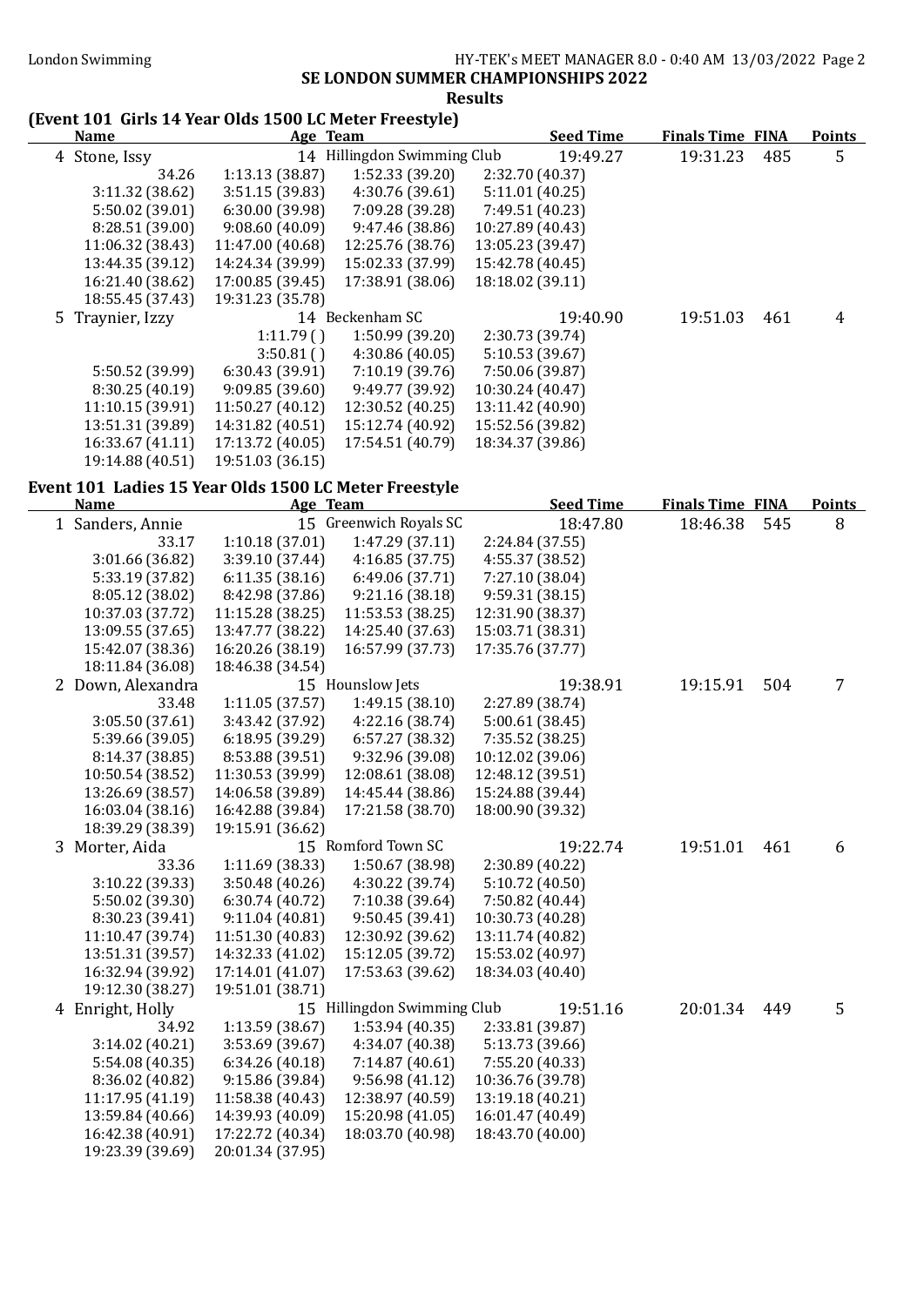## SE LONDON SUMMER CHAMPIONSHIPS 2022

### Results

### (Event 101 Girls 14 Year Olds 1500 LC Meter Freestyle)

| Name | Age | Team | Seed Time | Finals Time | FINA | Points |
|---|---|---|---|---|---|---|
| 4 Stone, Issy | 14 | Hillingdon Swimming Club | 19:49.27 | 19:31.23 | 485 | 5 |
| 34.26 | 1:13.13 (38.87) | 1:52.33 (39.20) | 2:32.70 (40.37) | | | |
| 3:11.32 (38.62) | 3:51.15 (39.83) | 4:30.76 (39.61) | 5:11.01 (40.25) | | | |
| 5:50.02 (39.01) | 6:30.00 (39.98) | 7:09.28 (39.28) | 7:49.51 (40.23) | | | |
| 8:28.51 (39.00) | 9:08.60 (40.09) | 9:47.46 (38.86) | 10:27.89 (40.43) | | | |
| 11:06.32 (38.43) | 11:47.00 (40.68) | 12:25.76 (38.76) | 13:05.23 (39.47) | | | |
| 13:44.35 (39.12) | 14:24.34 (39.99) | 15:02.33 (37.99) | 15:42.78 (40.45) | | | |
| 16:21.40 (38.62) | 17:00.85 (39.45) | 17:38.91 (38.06) | 18:18.02 (39.11) | | | |
| 18:55.45 (37.43) | 19:31.23 (35.78) | | | | | |
| 5 Traynier, Izzy | 14 | Beckenham SC | 19:40.90 | 19:51.03 | 461 | 4 |
| | 1:11.79 ( ) | 1:50.99 (39.20) | 2:30.73 (39.74) | | | |
| | 3:50.81 ( ) | 4:30.86 (40.05) | 5:10.53 (39.67) | | | |
| 5:50.52 (39.99) | 6:30.43 (39.91) | 7:10.19 (39.76) | 7:50.06 (39.87) | | | |
| 8:30.25 (40.19) | 9:09.85 (39.60) | 9:49.77 (39.92) | 10:30.24 (40.47) | | | |
| 11:10.15 (39.91) | 11:50.27 (40.12) | 12:30.52 (40.25) | 13:11.42 (40.90) | | | |
| 13:51.31 (39.89) | 14:31.82 (40.51) | 15:12.74 (40.92) | 15:52.56 (39.82) | | | |
| 16:33.67 (41.11) | 17:13.72 (40.05) | 17:54.51 (40.79) | 18:34.37 (39.86) | | | |
| 19:14.88 (40.51) | 19:51.03 (36.15) | | | | | |

### Event 101 Ladies 15 Year Olds 1500 LC Meter Freestyle

| Name | Age | Team | Seed Time | Finals Time | FINA | Points |
|---|---|---|---|---|---|---|
| 1 Sanders, Annie | 15 | Greenwich Royals SC | 18:47.80 | 18:46.38 | 545 | 8 |
| 33.17 | 1:10.18 (37.01) | 1:47.29 (37.11) | 2:24.84 (37.55) | | | |
| 3:01.66 (36.82) | 3:39.10 (37.44) | 4:16.85 (37.75) | 4:55.37 (38.52) | | | |
| 5:33.19 (37.82) | 6:11.35 (38.16) | 6:49.06 (37.71) | 7:27.10 (38.04) | | | |
| 8:05.12 (38.02) | 8:42.98 (37.86) | 9:21.16 (38.18) | 9:59.31 (38.15) | | | |
| 10:37.03 (37.72) | 11:15.28 (38.25) | 11:53.53 (38.25) | 12:31.90 (38.37) | | | |
| 13:09.55 (37.65) | 13:47.77 (38.22) | 14:25.40 (37.63) | 15:03.71 (38.31) | | | |
| 15:42.07 (38.36) | 16:20.26 (38.19) | 16:57.99 (37.73) | 17:35.76 (37.77) | | | |
| 18:11.84 (36.08) | 18:46.38 (34.54) | | | | | |
| 2 Down, Alexandra | 15 | Hounslow Jets | 19:38.91 | 19:15.91 | 504 | 7 |
| 33.48 | 1:11.05 (37.57) | 1:49.15 (38.10) | 2:27.89 (38.74) | | | |
| 3:05.50 (37.61) | 3:43.42 (37.92) | 4:22.16 (38.74) | 5:00.61 (38.45) | | | |
| 5:39.66 (39.05) | 6:18.95 (39.29) | 6:57.27 (38.32) | 7:35.52 (38.25) | | | |
| 8:14.37 (38.85) | 8:53.88 (39.51) | 9:32.96 (39.08) | 10:12.02 (39.06) | | | |
| 10:50.54 (38.52) | 11:30.53 (39.99) | 12:08.61 (38.08) | 12:48.12 (39.51) | | | |
| 13:26.69 (38.57) | 14:06.58 (39.89) | 14:45.44 (38.86) | 15:24.88 (39.44) | | | |
| 16:03.04 (38.16) | 16:42.88 (39.84) | 17:21.58 (38.70) | 18:00.90 (39.32) | | | |
| 18:39.29 (38.39) | 19:15.91 (36.62) | | | | | |
| 3 Morter, Aida | 15 | Romford Town SC | 19:22.74 | 19:51.01 | 461 | 6 |
| 33.36 | 1:11.69 (38.33) | 1:50.67 (38.98) | 2:30.89 (40.22) | | | |
| 3:10.22 (39.33) | 3:50.48 (40.26) | 4:30.22 (39.74) | 5:10.72 (40.50) | | | |
| 5:50.02 (39.30) | 6:30.74 (40.72) | 7:10.38 (39.64) | 7:50.82 (40.44) | | | |
| 8:30.23 (39.41) | 9:11.04 (40.81) | 9:50.45 (39.41) | 10:30.73 (40.28) | | | |
| 11:10.47 (39.74) | 11:51.30 (40.83) | 12:30.92 (39.62) | 13:11.74 (40.82) | | | |
| 13:51.31 (39.57) | 14:32.33 (41.02) | 15:12.05 (39.72) | 15:53.02 (40.97) | | | |
| 16:32.94 (39.92) | 17:14.01 (41.07) | 17:53.63 (39.62) | 18:34.03 (40.40) | | | |
| 19:12.30 (38.27) | 19:51.01 (38.71) | | | | | |
| 4 Enright, Holly | 15 | Hillingdon Swimming Club | 19:51.16 | 20:01.34 | 449 | 5 |
| 34.92 | 1:13.59 (38.67) | 1:53.94 (40.35) | 2:33.81 (39.87) | | | |
| 3:14.02 (40.21) | 3:53.69 (39.67) | 4:34.07 (40.38) | 5:13.73 (39.66) | | | |
| 5:54.08 (40.35) | 6:34.26 (40.18) | 7:14.87 (40.61) | 7:55.20 (40.33) | | | |
| 8:36.02 (40.82) | 9:15.86 (39.84) | 9:56.98 (41.12) | 10:36.76 (39.78) | | | |
| 11:17.95 (41.19) | 11:58.38 (40.43) | 12:38.97 (40.59) | 13:19.18 (40.21) | | | |
| 13:59.84 (40.66) | 14:39.93 (40.09) | 15:20.98 (41.05) | 16:01.47 (40.49) | | | |
| 16:42.38 (40.91) | 17:22.72 (40.34) | 18:03.70 (40.98) | 18:43.70 (40.00) | | | |
| 19:23.39 (39.69) | 20:01.34 (37.95) | | | | | |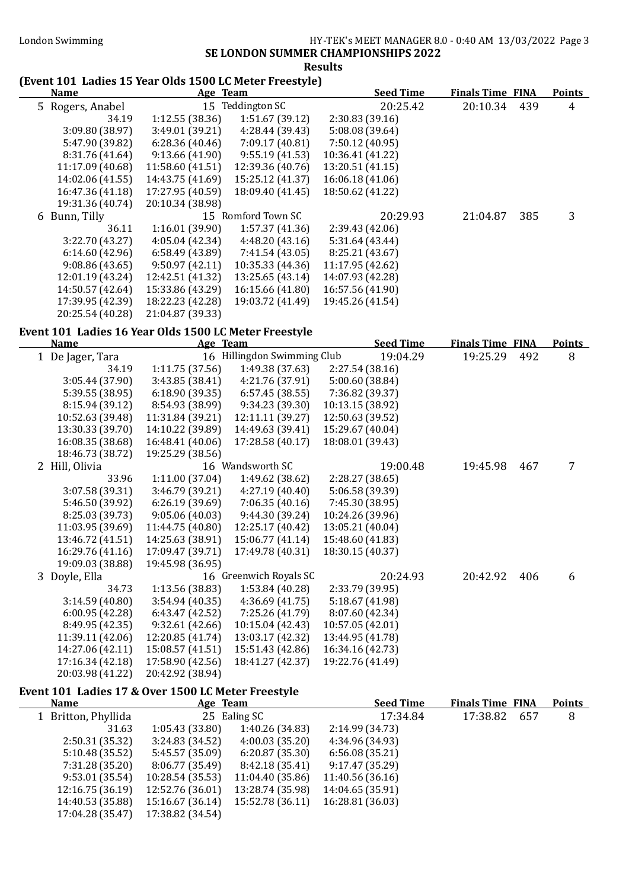## SE LONDON SUMMER CHAMPIONSHIPS 2022

### Results

### (Event 101 Ladies 15 Year Olds 1500 LC Meter Freestyle)

| Name | Age | Team | Seed Time | Finals Time | FINA | Points |
|---|---|---|---|---|---|---|
| 5 Rogers, Anabel | 15 | Teddington SC | 20:25.42 | 20:10.34 | 439 | 4 |
| 34.19 | 1:12.55 (38.36) | 1:51.67 (39.12) | 2:30.83 (39.16) | | | |
| 3:09.80 (38.97) | 3:49.01 (39.21) | 4:28.44 (39.43) | 5:08.08 (39.64) | | | |
| 5:47.90 (39.82) | 6:28.36 (40.46) | 7:09.17 (40.81) | 7:50.12 (40.95) | | | |
| 8:31.76 (41.64) | 9:13.66 (41.90) | 9:55.19 (41.53) | 10:36.41 (41.22) | | | |
| 11:17.09 (40.68) | 11:58.60 (41.51) | 12:39.36 (40.76) | 13:20.51 (41.15) | | | |
| 14:02.06 (41.55) | 14:43.75 (41.69) | 15:25.12 (41.37) | 16:06.18 (41.06) | | | |
| 16:47.36 (41.18) | 17:27.95 (40.59) | 18:09.40 (41.45) | 18:50.62 (41.22) | | | |
| 19:31.36 (40.74) | 20:10.34 (38.98) | | | | | |
| 6 Bunn, Tilly | 15 | Romford Town SC | 20:29.93 | 21:04.87 | 385 | 3 |
| 36.11 | 1:16.01 (39.90) | 1:57.37 (41.36) | 2:39.43 (42.06) | | | |
| 3:22.70 (43.27) | 4:05.04 (42.34) | 4:48.20 (43.16) | 5:31.64 (43.44) | | | |
| 6:14.60 (42.96) | 6:58.49 (43.89) | 7:41.54 (43.05) | 8:25.21 (43.67) | | | |
| 9:08.86 (43.65) | 9:50.97 (42.11) | 10:35.33 (44.36) | 11:17.95 (42.62) | | | |
| 12:01.19 (43.24) | 12:42.51 (41.32) | 13:25.65 (43.14) | 14:07.93 (42.28) | | | |
| 14:50.57 (42.64) | 15:33.86 (43.29) | 16:15.66 (41.80) | 16:57.56 (41.90) | | | |
| 17:39.95 (42.39) | 18:22.23 (42.28) | 19:03.72 (41.49) | 19:45.26 (41.54) | | | |
| 20:25.54 (40.28) | 21:04.87 (39.33) | | | | | |

### Event 101 Ladies 16 Year Olds 1500 LC Meter Freestyle

| Name | Age | Team | Seed Time | Finals Time | FINA | Points |
|---|---|---|---|---|---|---|
| 1 De Jager, Tara | 16 | Hillingdon Swimming Club | 19:04.29 | 19:25.29 | 492 | 8 |
| 34.19 | 1:11.75 (37.56) | 1:49.38 (37.63) | 2:27.54 (38.16) | | | |
| 3:05.44 (37.90) | 3:43.85 (38.41) | 4:21.76 (37.91) | 5:00.60 (38.84) | | | |
| 5:39.55 (38.95) | 6:18.90 (39.35) | 6:57.45 (38.55) | 7:36.82 (39.37) | | | |
| 8:15.94 (39.12) | 8:54.93 (38.99) | 9:34.23 (39.30) | 10:13.15 (38.92) | | | |
| 10:52.63 (39.48) | 11:31.84 (39.21) | 12:11.11 (39.27) | 12:50.63 (39.52) | | | |
| 13:30.33 (39.70) | 14:10.22 (39.89) | 14:49.63 (39.41) | 15:29.67 (40.04) | | | |
| 16:08.35 (38.68) | 16:48.41 (40.06) | 17:28.58 (40.17) | 18:08.01 (39.43) | | | |
| 18:46.73 (38.72) | 19:25.29 (38.56) | | | | | |
| 2 Hill, Olivia | 16 | Wandsworth SC | 19:00.48 | 19:45.98 | 467 | 7 |
| 33.96 | 1:11.00 (37.04) | 1:49.62 (38.62) | 2:28.27 (38.65) | | | |
| 3:07.58 (39.31) | 3:46.79 (39.21) | 4:27.19 (40.40) | 5:06.58 (39.39) | | | |
| 5:46.50 (39.92) | 6:26.19 (39.69) | 7:06.35 (40.16) | 7:45.30 (38.95) | | | |
| 8:25.03 (39.73) | 9:05.06 (40.03) | 9:44.30 (39.24) | 10:24.26 (39.96) | | | |
| 11:03.95 (39.69) | 11:44.75 (40.80) | 12:25.17 (40.42) | 13:05.21 (40.04) | | | |
| 13:46.72 (41.51) | 14:25.63 (38.91) | 15:06.77 (41.14) | 15:48.60 (41.83) | | | |
| 16:29.76 (41.16) | 17:09.47 (39.71) | 17:49.78 (40.31) | 18:30.15 (40.37) | | | |
| 19:09.03 (38.88) | 19:45.98 (36.95) | | | | | |
| 3 Doyle, Ella | 16 | Greenwich Royals SC | 20:24.93 | 20:42.92 | 406 | 6 |
| 34.73 | 1:13.56 (38.83) | 1:53.84 (40.28) | 2:33.79 (39.95) | | | |
| 3:14.59 (40.80) | 3:54.94 (40.35) | 4:36.69 (41.75) | 5:18.67 (41.98) | | | |
| 6:00.95 (42.28) | 6:43.47 (42.52) | 7:25.26 (41.79) | 8:07.60 (42.34) | | | |
| 8:49.95 (42.35) | 9:32.61 (42.66) | 10:15.04 (42.43) | 10:57.05 (42.01) | | | |
| 11:39.11 (42.06) | 12:20.85 (41.74) | 13:03.17 (42.32) | 13:44.95 (41.78) | | | |
| 14:27.06 (42.11) | 15:08.57 (41.51) | 15:51.43 (42.86) | 16:34.16 (42.73) | | | |
| 17:16.34 (42.18) | 17:58.90 (42.56) | 18:41.27 (42.37) | 19:22.76 (41.49) | | | |
| 20:03.98 (41.22) | 20:42.92 (38.94) | | | | | |

### Event 101 Ladies 17 & Over 1500 LC Meter Freestyle

| Name | Age | Team | Seed Time | Finals Time | FINA | Points |
|---|---|---|---|---|---|---|
| 1 Britton, Phyllida | 25 | Ealing SC | 17:34.84 | 17:38.82 | 657 | 8 |
| 31.63 | 1:05.43 (33.80) | 1:40.26 (34.83) | 2:14.99 (34.73) | | | |
| 2:50.31 (35.32) | 3:24.83 (34.52) | 4:00.03 (35.20) | 4:34.96 (34.93) | | | |
| 5:10.48 (35.52) | 5:45.57 (35.09) | 6:20.87 (35.30) | 6:56.08 (35.21) | | | |
| 7:31.28 (35.20) | 8:06.77 (35.49) | 8:42.18 (35.41) | 9:17.47 (35.29) | | | |
| 9:53.01 (35.54) | 10:28.54 (35.53) | 11:04.40 (35.86) | 11:40.56 (36.16) | | | |
| 12:16.75 (36.19) | 12:52.76 (36.01) | 13:28.74 (35.98) | 14:04.65 (35.91) | | | |
| 14:40.53 (35.88) | 15:16.67 (36.14) | 15:52.78 (36.11) | 16:28.81 (36.03) | | | |
| 17:04.28 (35.47) | 17:38.82 (34.54) | | | | | |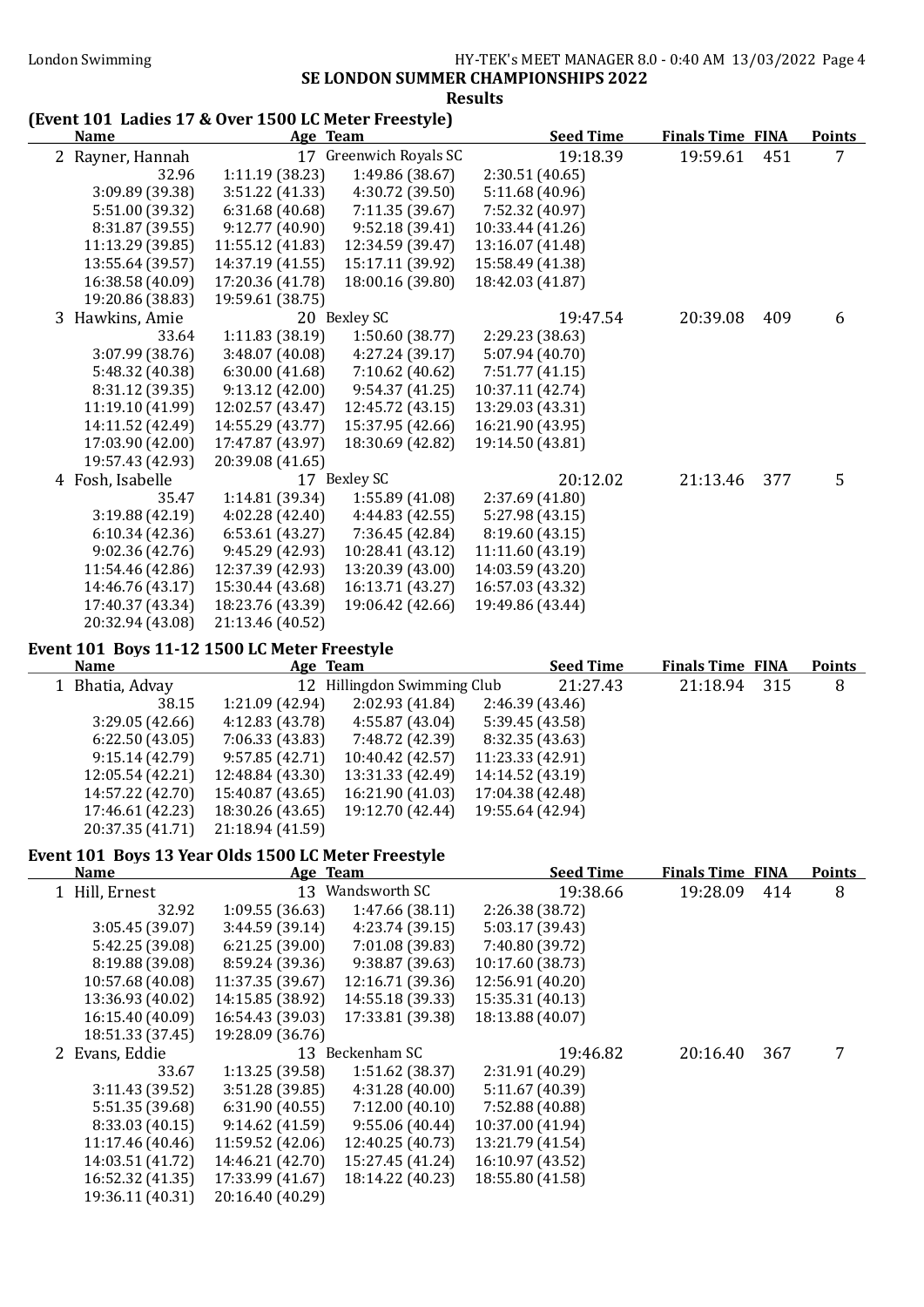## SE LONDON SUMMER CHAMPIONSHIPS 2022

### Results

### (Event 101 Ladies 17 & Over 1500 LC Meter Freestyle)

| Name | Age | Team | Seed Time | Finals Time | FINA | Points |
|---|---|---|---|---|---|---|
| 2 Rayner, Hannah | 17 | Greenwich Royals SC | 19:18.39 | 19:59.61 | 451 | 7 |
| 32.96 | 1:11.19 (38.23) | 1:49.86 (38.67) | 2:30.51 (40.65) | | | |
| 3:09.89 (39.38) | 3:51.22 (41.33) | 4:30.72 (39.50) | 5:11.68 (40.96) | | | |
| 5:51.00 (39.32) | 6:31.68 (40.68) | 7:11.35 (39.67) | 7:52.32 (40.97) | | | |
| 8:31.87 (39.55) | 9:12.77 (40.90) | 9:52.18 (39.41) | 10:33.44 (41.26) | | | |
| 11:13.29 (39.85) | 11:55.12 (41.83) | 12:34.59 (39.47) | 13:16.07 (41.48) | | | |
| 13:55.64 (39.57) | 14:37.19 (41.55) | 15:17.11 (39.92) | 15:58.49 (41.38) | | | |
| 16:38.58 (40.09) | 17:20.36 (41.78) | 18:00.16 (39.80) | 18:42.03 (41.87) | | | |
| 19:20.86 (38.83) | 19:59.61 (38.75) | | | | | |
| 3 Hawkins, Amie | 20 | Bexley SC | 19:47.54 | 20:39.08 | 409 | 6 |
| 33.64 | 1:11.83 (38.19) | 1:50.60 (38.77) | 2:29.23 (38.63) | | | |
| 3:07.99 (38.76) | 3:48.07 (40.08) | 4:27.24 (39.17) | 5:07.94 (40.70) | | | |
| 5:48.32 (40.38) | 6:30.00 (41.68) | 7:10.62 (40.62) | 7:51.77 (41.15) | | | |
| 8:31.12 (39.35) | 9:13.12 (42.00) | 9:54.37 (41.25) | 10:37.11 (42.74) | | | |
| 11:19.10 (41.99) | 12:02.57 (43.47) | 12:45.72 (43.15) | 13:29.03 (43.31) | | | |
| 14:11.52 (42.49) | 14:55.29 (43.77) | 15:37.95 (42.66) | 16:21.90 (43.95) | | | |
| 17:03.90 (42.00) | 17:47.87 (43.97) | 18:30.69 (42.82) | 19:14.50 (43.81) | | | |
| 19:57.43 (42.93) | 20:39.08 (41.65) | | | | | |
| 4 Fosh, Isabelle | 17 | Bexley SC | 20:12.02 | 21:13.46 | 377 | 5 |
| 35.47 | 1:14.81 (39.34) | 1:55.89 (41.08) | 2:37.69 (41.80) | | | |
| 3:19.88 (42.19) | 4:02.28 (42.40) | 4:44.83 (42.55) | 5:27.98 (43.15) | | | |
| 6:10.34 (42.36) | 6:53.61 (43.27) | 7:36.45 (42.84) | 8:19.60 (43.15) | | | |
| 9:02.36 (42.76) | 9:45.29 (42.93) | 10:28.41 (43.12) | 11:11.60 (43.19) | | | |
| 11:54.46 (42.86) | 12:37.39 (42.93) | 13:20.39 (43.00) | 14:03.59 (43.20) | | | |
| 14:46.76 (43.17) | 15:30.44 (43.68) | 16:13.71 (43.27) | 16:57.03 (43.32) | | | |
| 17:40.37 (43.34) | 18:23.76 (43.39) | 19:06.42 (42.66) | 19:49.86 (43.44) | | | |
| 20:32.94 (43.08) | 21:13.46 (40.52) | | | | | |

### Event 101 Boys 11-12 1500 LC Meter Freestyle

| Name | Age | Team | Seed Time | Finals Time | FINA | Points |
|---|---|---|---|---|---|---|
| 1 Bhatia, Advay | 12 | Hillingdon Swimming Club | 21:27.43 | 21:18.94 | 315 | 8 |
| 38.15 | 1:21.09 (42.94) | 2:02.93 (41.84) | 2:46.39 (43.46) | | | |
| 3:29.05 (42.66) | 4:12.83 (43.78) | 4:55.87 (43.04) | 5:39.45 (43.58) | | | |
| 6:22.50 (43.05) | 7:06.33 (43.83) | 7:48.72 (42.39) | 8:32.35 (43.63) | | | |
| 9:15.14 (42.79) | 9:57.85 (42.71) | 10:40.42 (42.57) | 11:23.33 (42.91) | | | |
| 12:05.54 (42.21) | 12:48.84 (43.30) | 13:31.33 (42.49) | 14:14.52 (43.19) | | | |
| 14:57.22 (42.70) | 15:40.87 (43.65) | 16:21.90 (41.03) | 17:04.38 (42.48) | | | |
| 17:46.61 (42.23) | 18:30.26 (43.65) | 19:12.70 (42.44) | 19:55.64 (42.94) | | | |
| 20:37.35 (41.71) | 21:18.94 (41.59) | | | | | |

### Event 101 Boys 13 Year Olds 1500 LC Meter Freestyle

| Name | Age | Team | Seed Time | Finals Time | FINA | Points |
|---|---|---|---|---|---|---|
| 1 Hill, Ernest | 13 | Wandsworth SC | 19:38.66 | 19:28.09 | 414 | 8 |
| 32.92 | 1:09.55 (36.63) | 1:47.66 (38.11) | 2:26.38 (38.72) | | | |
| 3:05.45 (39.07) | 3:44.59 (39.14) | 4:23.74 (39.15) | 5:03.17 (39.43) | | | |
| 5:42.25 (39.08) | 6:21.25 (39.00) | 7:01.08 (39.83) | 7:40.80 (39.72) | | | |
| 8:19.88 (39.08) | 8:59.24 (39.36) | 9:38.87 (39.63) | 10:17.60 (38.73) | | | |
| 10:57.68 (40.08) | 11:37.35 (39.67) | 12:16.71 (39.36) | 12:56.91 (40.20) | | | |
| 13:36.93 (40.02) | 14:15.85 (38.92) | 14:55.18 (39.33) | 15:35.31 (40.13) | | | |
| 16:15.40 (40.09) | 16:54.43 (39.03) | 17:33.81 (39.38) | 18:13.88 (40.07) | | | |
| 18:51.33 (37.45) | 19:28.09 (36.76) | | | | | |
| 2 Evans, Eddie | 13 | Beckenham SC | 19:46.82 | 20:16.40 | 367 | 7 |
| 33.67 | 1:13.25 (39.58) | 1:51.62 (38.37) | 2:31.91 (40.29) | | | |
| 3:11.43 (39.52) | 3:51.28 (39.85) | 4:31.28 (40.00) | 5:11.67 (40.39) | | | |
| 5:51.35 (39.68) | 6:31.90 (40.55) | 7:12.00 (40.10) | 7:52.88 (40.88) | | | |
| 8:33.03 (40.15) | 9:14.62 (41.59) | 9:55.06 (40.44) | 10:37.00 (41.94) | | | |
| 11:17.46 (40.46) | 11:59.52 (42.06) | 12:40.25 (40.73) | 13:21.79 (41.54) | | | |
| 14:03.51 (41.72) | 14:46.21 (42.70) | 15:27.45 (41.24) | 16:10.97 (43.52) | | | |
| 16:52.32 (41.35) | 17:33.99 (41.67) | 18:14.22 (40.23) | 18:55.80 (41.58) | | | |
| 19:36.11 (40.31) | 20:16.40 (40.29) | | | | | |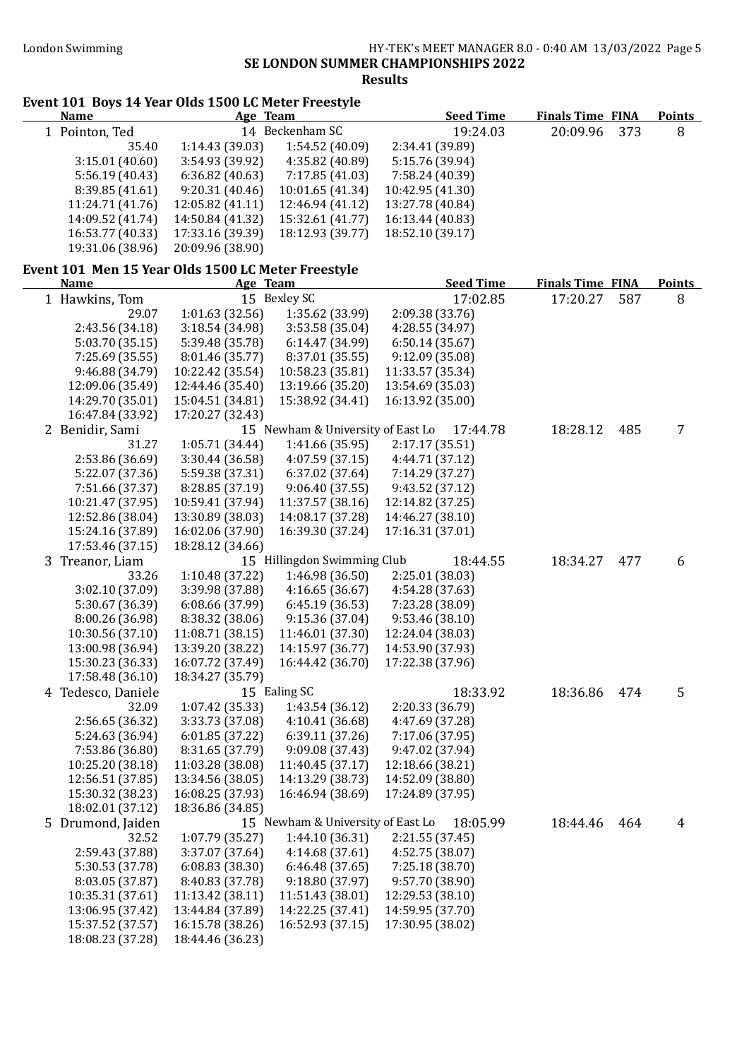## SE LONDON SUMMER CHAMPIONSHIPS 2022

### Results

### Event 101 Boys 14 Year Olds 1500 LC Meter Freestyle

| | Name | Age | Team | Seed Time | Finals Time | FINA | Points |
|---|---|---|---|---|---|---|---|
| 1 | Pointon, Ted | 14 | Beckenham SC | 19:24.03 | 20:09.96 | 373 | 8 |

35.40, 1:14.43 (39.03), 1:54.52 (40.09), 2:34.41 (39.89)
3:15.01 (40.60), 3:54.93 (39.92), 4:35.82 (40.89), 5:15.76 (39.94)
5:56.19 (40.43), 6:36.82 (40.63), 7:17.85 (41.03), 7:58.24 (40.39)
8:39.85 (41.61), 9:20.31 (40.46), 10:01.65 (41.34), 10:42.95 (41.30)
11:24.71 (41.76), 12:05.82 (41.11), 12:46.94 (41.12), 13:27.78 (40.84)
14:09.52 (41.74), 14:50.84 (41.32), 15:32.61 (41.77), 16:13.44 (40.83)
16:53.77 (40.33), 17:33.16 (39.39), 18:12.93 (39.77), 18:52.10 (39.17)
19:31.06 (38.96), 20:09.96 (38.90)

### Event 101 Men 15 Year Olds 1500 LC Meter Freestyle

| | Name | Age | Team | Seed Time | Finals Time | FINA | Points |
|---|---|---|---|---|---|---|---|
| 1 | Hawkins, Tom | 15 | Bexley SC | 17:02.85 | 17:20.27 | 587 | 8 |

29.07, 1:01.63 (32.56), 1:35.62 (33.99), 2:09.38 (33.76)
2:43.56 (34.18), 3:18.54 (34.98), 3:53.58 (35.04), 4:28.55 (34.97)
5:03.70 (35.15), 5:39.48 (35.78), 6:14.47 (34.99), 6:50.14 (35.67)
7:25.69 (35.55), 8:01.46 (35.77), 8:37.01 (35.55), 9:12.09 (35.08)
9:46.88 (34.79), 10:22.42 (35.54), 10:58.23 (35.81), 11:33.57 (35.34)
12:09.06 (35.49), 12:44.46 (35.40), 13:19.66 (35.20), 13:54.69 (35.03)
14:29.70 (35.01), 15:04.51 (34.81), 15:38.92 (34.41), 16:13.92 (35.00)
16:47.84 (33.92), 17:20.27 (32.43)

| | Name | Age | Team | Seed Time | Finals Time | FINA | Points |
|---|---|---|---|---|---|---|---|
| 2 | Benidir, Sami | 15 | Newham & University of East Lo | 17:44.78 | 18:28.12 | 485 | 7 |

31.27, 1:05.71 (34.44), 1:41.66 (35.95), 2:17.17 (35.51)
2:53.86 (36.69), 3:30.44 (36.58), 4:07.59 (37.15), 4:44.71 (37.12)
5:22.07 (37.36), 5:59.38 (37.31), 6:37.02 (37.64), 7:14.29 (37.27)
7:51.66 (37.37), 8:28.85 (37.19), 9:06.40 (37.55), 9:43.52 (37.12)
10:21.47 (37.95), 10:59.41 (37.94), 11:37.57 (38.16), 12:14.82 (37.25)
12:52.86 (38.04), 13:30.89 (38.03), 14:08.17 (37.28), 14:46.27 (38.10)
15:24.16 (37.89), 16:02.06 (37.90), 16:39.30 (37.24), 17:16.31 (37.01)
17:53.46 (37.15), 18:28.12 (34.66)

| | Name | Age | Team | Seed Time | Finals Time | FINA | Points |
|---|---|---|---|---|---|---|---|
| 3 | Treanor, Liam | 15 | Hillingdon Swimming Club | 18:44.55 | 18:34.27 | 477 | 6 |

33.26, 1:10.48 (37.22), 1:46.98 (36.50), 2:25.01 (38.03)
3:02.10 (37.09), 3:39.98 (37.88), 4:16.65 (36.67), 4:54.28 (37.63)
5:30.67 (36.39), 6:08.66 (37.99), 6:45.19 (36.53), 7:23.28 (38.09)
8:00.26 (36.98), 8:38.32 (38.06), 9:15.36 (37.04), 9:53.46 (38.10)
10:30.56 (37.10), 11:08.71 (38.15), 11:46.01 (37.30), 12:24.04 (38.03)
13:00.98 (36.94), 13:39.20 (38.22), 14:15.97 (36.77), 14:53.90 (37.93)
15:30.23 (36.33), 16:07.72 (37.49), 16:44.42 (36.70), 17:22.38 (37.96)
17:58.48 (36.10), 18:34.27 (35.79)

| | Name | Age | Team | Seed Time | Finals Time | FINA | Points |
|---|---|---|---|---|---|---|---|
| 4 | Tedesco, Daniele | 15 | Ealing SC | 18:33.92 | 18:36.86 | 474 | 5 |

32.09, 1:07.42 (35.33), 1:43.54 (36.12), 2:20.33 (36.79)
2:56.65 (36.32), 3:33.73 (37.08), 4:10.41 (36.68), 4:47.69 (37.28)
5:24.63 (36.94), 6:01.85 (37.22), 6:39.11 (37.26), 7:17.06 (37.95)
7:53.86 (36.80), 8:31.65 (37.79), 9:09.08 (37.43), 9:47.02 (37.94)
10:25.20 (38.18), 11:03.28 (38.08), 11:40.45 (37.17), 12:18.66 (38.21)
12:56.51 (37.85), 13:34.56 (38.05), 14:13.29 (38.73), 14:52.09 (38.80)
15:30.32 (38.23), 16:08.25 (37.93), 16:46.94 (38.69), 17:24.89 (37.95)
18:02.01 (37.12), 18:36.86 (34.85)

| | Name | Age | Team | Seed Time | Finals Time | FINA | Points |
|---|---|---|---|---|---|---|---|
| 5 | Drumond, Jaiden | 15 | Newham & University of East Lo | 18:05.99 | 18:44.46 | 464 | 4 |

32.52, 1:07.79 (35.27), 1:44.10 (36.31), 2:21.55 (37.45)
2:59.43 (37.88), 3:37.07 (37.64), 4:14.68 (37.61), 4:52.75 (38.07)
5:30.53 (37.78), 6:08.83 (38.30), 6:46.48 (37.65), 7:25.18 (38.70)
8:03.05 (37.87), 8:40.83 (37.78), 9:18.80 (37.97), 9:57.70 (38.90)
10:35.31 (37.61), 11:13.42 (38.11), 11:51.43 (38.01), 12:29.53 (38.10)
13:06.95 (37.42), 13:44.84 (37.89), 14:22.25 (37.41), 14:59.95 (37.70)
15:37.52 (37.57), 16:15.78 (38.26), 16:52.93 (37.15), 17:30.95 (38.02)
18:08.23 (37.28), 18:44.46 (36.23)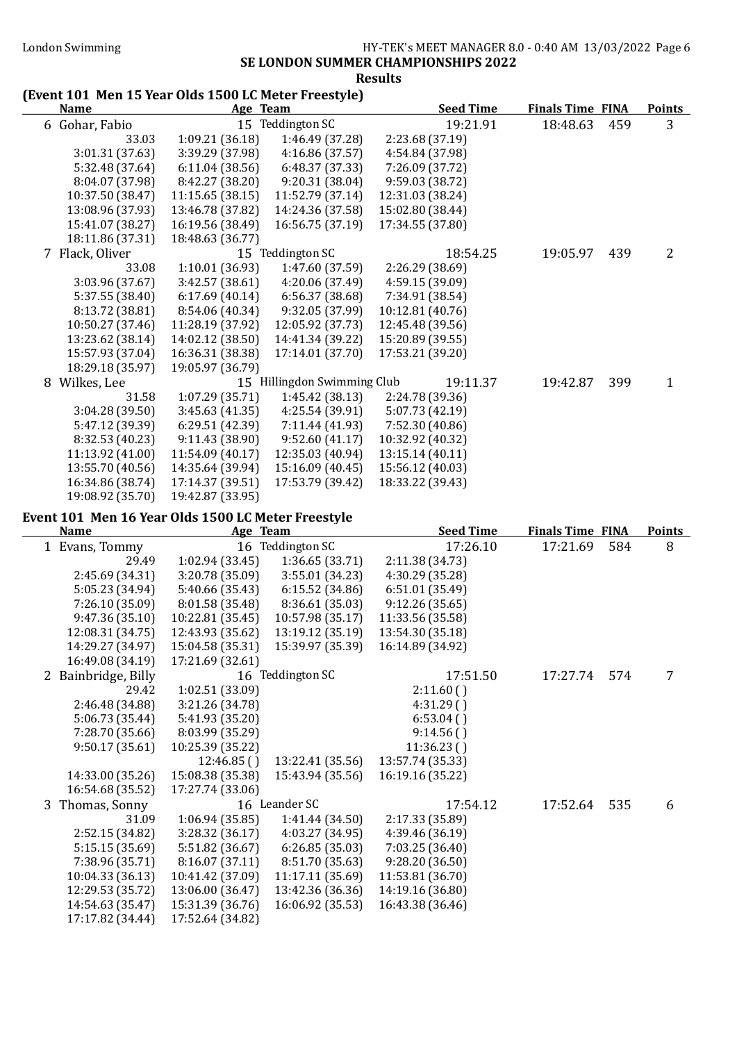## SE LONDON SUMMER CHAMPIONSHIPS 2022

### Results

### (Event 101 Men 15 Year Olds 1500 LC Meter Freestyle)

| Name | Age | Team | Seed Time | Finals Time | FINA | Points |
|---|---|---|---|---|---|---|
| 6 Gohar, Fabio | 15 | Teddington SC | 19:21.91 | 18:48.63 | 459 | 3 |
| 33.03 | 1:09.21 (36.18) | 1:46.49 (37.28) | 2:23.68 (37.19) | | | |
| 3:01.31 (37.63) | 3:39.29 (37.98) | 4:16.86 (37.57) | 4:54.84 (37.98) | | | |
| 5:32.48 (37.64) | 6:11.04 (38.56) | 6:48.37 (37.33) | 7:26.09 (37.72) | | | |
| 8:04.07 (37.98) | 8:42.27 (38.20) | 9:20.31 (38.04) | 9:59.03 (38.72) | | | |
| 10:37.50 (38.47) | 11:15.65 (38.15) | 11:52.79 (37.14) | 12:31.03 (38.24) | | | |
| 13:08.96 (37.93) | 13:46.78 (37.82) | 14:24.36 (37.58) | 15:02.80 (38.44) | | | |
| 15:41.07 (38.27) | 16:19.56 (38.49) | 16:56.75 (37.19) | 17:34.55 (37.80) | | | |
| 18:11.86 (37.31) | 18:48.63 (36.77) | | | | | |
| 7 Flack, Oliver | 15 | Teddington SC | 18:54.25 | 19:05.97 | 439 | 2 |
| 33.08 | 1:10.01 (36.93) | 1:47.60 (37.59) | 2:26.29 (38.69) | | | |
| 3:03.96 (37.67) | 3:42.57 (38.61) | 4:20.06 (37.49) | 4:59.15 (39.09) | | | |
| 5:37.55 (38.40) | 6:17.69 (40.14) | 6:56.37 (38.68) | 7:34.91 (38.54) | | | |
| 8:13.72 (38.81) | 8:54.06 (40.34) | 9:32.05 (37.99) | 10:12.81 (40.76) | | | |
| 10:50.27 (37.46) | 11:28.19 (37.92) | 12:05.92 (37.73) | 12:45.48 (39.56) | | | |
| 13:23.62 (38.14) | 14:02.12 (38.50) | 14:41.34 (39.22) | 15:20.89 (39.55) | | | |
| 15:57.93 (37.04) | 16:36.31 (38.38) | 17:14.01 (37.70) | 17:53.21 (39.20) | | | |
| 18:29.18 (35.97) | 19:05.97 (36.79) | | | | | |
| 8 Wilkes, Lee | 15 | Hillingdon Swimming Club | 19:11.37 | 19:42.87 | 399 | 1 |
| 31.58 | 1:07.29 (35.71) | 1:45.42 (38.13) | 2:24.78 (39.36) | | | |
| 3:04.28 (39.50) | 3:45.63 (41.35) | 4:25.54 (39.91) | 5:07.73 (42.19) | | | |
| 5:47.12 (39.39) | 6:29.51 (42.39) | 7:11.44 (41.93) | 7:52.30 (40.86) | | | |
| 8:32.53 (40.23) | 9:11.43 (38.90) | 9:52.60 (41.17) | 10:32.92 (40.32) | | | |
| 11:13.92 (41.00) | 11:54.09 (40.17) | 12:35.03 (40.94) | 13:15.14 (40.11) | | | |
| 13:55.70 (40.56) | 14:35.64 (39.94) | 15:16.09 (40.45) | 15:56.12 (40.03) | | | |
| 16:34.86 (38.74) | 17:14.37 (39.51) | 17:53.79 (39.42) | 18:33.22 (39.43) | | | |
| 19:08.92 (35.70) | 19:42.87 (33.95) | | | | | |

### Event 101 Men 16 Year Olds 1500 LC Meter Freestyle

| Name | Age | Team | Seed Time | Finals Time | FINA | Points |
|---|---|---|---|---|---|---|
| 1 Evans, Tommy | 16 | Teddington SC | 17:26.10 | 17:21.69 | 584 | 8 |
| 29.49 | 1:02.94 (33.45) | 1:36.65 (33.71) | 2:11.38 (34.73) | | | |
| 2:45.69 (34.31) | 3:20.78 (35.09) | 3:55.01 (34.23) | 4:30.29 (35.28) | | | |
| 5:05.23 (34.94) | 5:40.66 (35.43) | 6:15.52 (34.86) | 6:51.01 (35.49) | | | |
| 7:26.10 (35.09) | 8:01.58 (35.48) | 8:36.61 (35.03) | 9:12.26 (35.65) | | | |
| 9:47.36 (35.10) | 10:22.81 (35.45) | 10:57.98 (35.17) | 11:33.56 (35.58) | | | |
| 12:08.31 (34.75) | 12:43.93 (35.62) | 13:19.12 (35.19) | 13:54.30 (35.18) | | | |
| 14:29.27 (34.97) | 15:04.58 (35.31) | 15:39.97 (35.39) | 16:14.89 (34.92) | | | |
| 16:49.08 (34.19) | 17:21.69 (32.61) | | | | | |
| 2 Bainbridge, Billy | 16 | Teddington SC | 17:51.50 | 17:27.74 | 574 | 7 |
| 29.42 | 1:02.51 (33.09) | | 2:11.60 ( ) | | | |
| 2:46.48 (34.88) | 3:21.26 (34.78) | | 4:31.29 ( ) | | | |
| 5:06.73 (35.44) | 5:41.93 (35.20) | | 6:53.04 ( ) | | | |
| 7:28.70 (35.66) | 8:03.99 (35.29) | | 9:14.56 ( ) | | | |
| 9:50.17 (35.61) | 10:25.39 (35.22) | | 11:36.23 ( ) | | | |
| | 12:46.85 ( ) | 13:22.41 (35.56) | 13:57.74 (35.33) | | | |
| 14:33.00 (35.26) | 15:08.38 (35.38) | 15:43.94 (35.56) | 16:19.16 (35.22) | | | |
| 16:54.68 (35.52) | 17:27.74 (33.06) | | | | | |
| 3 Thomas, Sonny | 16 | Leander SC | 17:54.12 | 17:52.64 | 535 | 6 |
| 31.09 | 1:06.94 (35.85) | 1:41.44 (34.50) | 2:17.33 (35.89) | | | |
| 2:52.15 (34.82) | 3:28.32 (36.17) | 4:03.27 (34.95) | 4:39.46 (36.19) | | | |
| 5:15.15 (35.69) | 5:51.82 (36.67) | 6:26.85 (35.03) | 7:03.25 (36.40) | | | |
| 7:38.96 (35.71) | 8:16.07 (37.11) | 8:51.70 (35.63) | 9:28.20 (36.50) | | | |
| 10:04.33 (36.13) | 10:41.42 (37.09) | 11:17.11 (35.69) | 11:53.81 (36.70) | | | |
| 12:29.53 (35.72) | 13:06.00 (36.47) | 13:42.36 (36.36) | 14:19.16 (36.80) | | | |
| 14:54.63 (35.47) | 15:31.39 (36.76) | 16:06.92 (35.53) | 16:43.38 (36.46) | | | |
| 17:17.82 (34.44) | 17:52.64 (34.82) | | | | | |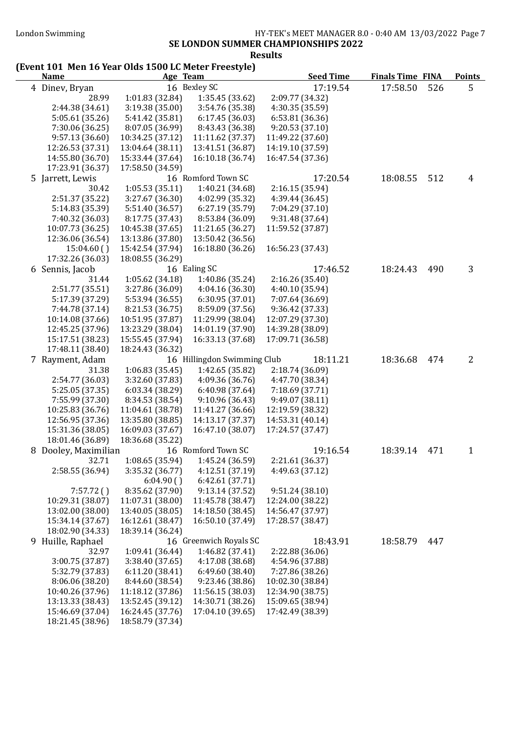## SE LONDON SUMMER CHAMPIONSHIPS 2022

### Results

**(Event 101 Men 16 Year Olds 1500 LC Meter Freestyle)**

| Name | Age | Team | Seed Time | Finals Time | FINA | Points |
|---|---|---|---|---|---|---|
| 4 Dinev, Bryan | 16 | Bexley SC | 17:19.54 | 17:58.50 | 526 | 5 |
| 5 Jarrett, Lewis | 16 | Romford Town SC | 17:20.54 | 18:08.55 | 512 | 4 |
| 6 Sennis, Jacob | 16 | Ealing SC | 17:46.52 | 18:24.43 | 490 | 3 |
| 7 Rayment, Adam | 16 | Hillingdon Swimming Club | 18:11.21 | 18:36.68 | 474 | 2 |
| 8 Dooley, Maximilian | 16 | Romford Town SC | 19:16.54 | 18:39.14 | 471 | 1 |
| 9 Huille, Raphael | 16 | Greenwich Royals SC | 18:43.91 | 18:58.79 | 447 | |

**4 Dinev, Bryan** splits:

```
28.99             1:01.83 (32.84)   1:35.45 (33.62)   2:09.77 (34.32)
2:44.38 (34.61)   3:19.38 (35.00)   3:54.76 (35.38)   4:30.35 (35.59)
5:05.61 (35.26)   5:41.42 (35.81)   6:17.45 (36.03)   6:53.81 (36.36)
7:30.06 (36.25)   8:07.05 (36.99)   8:43.43 (36.38)   9:20.53 (37.10)
9:57.13 (36.60)   10:34.25 (37.12)  11:11.62 (37.37)  11:49.22 (37.60)
12:26.53 (37.31)  13:04.64 (38.11)  13:41.51 (36.87)  14:19.10 (37.59)
14:55.80 (36.70)  15:33.44 (37.64)  16:10.18 (36.74)  16:47.54 (37.36)
17:23.91 (36.37)  17:58.50 (34.59)
```

**5 Jarrett, Lewis** splits:

```
30.42             1:05.53 (35.11)   1:40.21 (34.68)   2:16.15 (35.94)
2:51.37 (35.22)   3:27.67 (36.30)   4:02.99 (35.32)   4:39.44 (36.45)
5:14.83 (35.39)   5:51.40 (36.57)   6:27.19 (35.79)   7:04.29 (37.10)
7:40.32 (36.03)   8:17.75 (37.43)   8:53.84 (36.09)   9:31.48 (37.64)
10:07.73 (36.25)  10:45.38 (37.65)  11:21.65 (36.27)  11:59.52 (37.87)
12:36.06 (36.54)  13:13.86 (37.80)  13:50.42 (36.56)
15:04.60 ( )      15:42.54 (37.94)  16:18.80 (36.26)  16:56.23 (37.43)
17:32.26 (36.03)  18:08.55 (36.29)
```

**6 Sennis, Jacob** splits:

```
31.44             1:05.62 (34.18)   1:40.86 (35.24)   2:16.26 (35.40)
2:51.77 (35.51)   3:27.86 (36.09)   4:04.16 (36.30)   4:40.10 (35.94)
5:17.39 (37.29)   5:53.94 (36.55)   6:30.95 (37.01)   7:07.64 (36.69)
7:44.78 (37.14)   8:21.53 (36.75)   8:59.09 (37.56)   9:36.42 (37.33)
10:14.08 (37.66)  10:51.95 (37.87)  11:29.99 (38.04)  12:07.29 (37.30)
12:45.25 (37.96)  13:23.29 (38.04)  14:01.19 (37.90)  14:39.28 (38.09)
15:17.51 (38.23)  15:55.45 (37.94)  16:33.13 (37.68)  17:09.71 (36.58)
17:48.11 (38.40)  18:24.43 (36.32)
```

**7 Rayment, Adam** splits:

```
31.38             1:06.83 (35.45)   1:42.65 (35.82)   2:18.74 (36.09)
2:54.77 (36.03)   3:32.60 (37.83)   4:09.36 (36.76)   4:47.70 (38.34)
5:25.05 (37.35)   6:03.34 (38.29)   6:40.98 (37.64)   7:18.69 (37.71)
7:55.99 (37.30)   8:34.53 (38.54)   9:10.96 (36.43)   9:49.07 (38.11)
10:25.83 (36.76)  11:04.61 (38.78)  11:41.27 (36.66)  12:19.59 (38.32)
12:56.95 (37.36)  13:35.80 (38.85)  14:13.17 (37.37)  14:53.31 (40.14)
15:31.36 (38.05)  16:09.03 (37.67)  16:47.10 (38.07)  17:24.57 (37.47)
18:01.46 (36.89)  18:36.68 (35.22)
```

**8 Dooley, Maximilian** splits:

```
32.71             1:08.65 (35.94)   1:45.24 (36.59)   2:21.61 (36.37)
2:58.55 (36.94)   3:35.32 (36.77)   4:12.51 (37.19)   4:49.63 (37.12)
                  6:04.90 ( )       6:42.61 (37.71)
7:57.72 ( )       8:35.62 (37.90)   9:13.14 (37.52)   9:51.24 (38.10)
10:29.31 (38.07)  11:07.31 (38.00)  11:45.78 (38.47)  12:24.00 (38.22)
13:02.00 (38.00)  13:40.05 (38.05)  14:18.50 (38.45)  14:56.47 (37.97)
15:34.14 (37.67)  16:12.61 (38.47)  16:50.10 (37.49)  17:28.57 (38.47)
18:02.90 (34.33)  18:39.14 (36.24)
```

**9 Huille, Raphael** splits:

```
32.97             1:09.41 (36.44)   1:46.82 (37.41)   2:22.88 (36.06)
3:00.75 (37.87)   3:38.40 (37.65)   4:17.08 (38.68)   4:54.96 (37.88)
5:32.79 (37.83)   6:11.20 (38.41)   6:49.60 (38.40)   7:27.86 (38.26)
8:06.06 (38.20)   8:44.60 (38.54)   9:23.46 (38.86)   10:02.30 (38.84)
10:40.26 (37.96)  11:18.12 (37.86)  11:56.15 (38.03)  12:34.90 (38.75)
13:13.33 (38.43)  13:52.45 (39.12)  14:30.71 (38.26)  15:09.65 (38.94)
15:46.69 (37.04)  16:24.45 (37.76)  17:04.10 (39.65)  17:42.49 (38.39)
18:21.45 (38.96)  18:58.79 (37.34)
```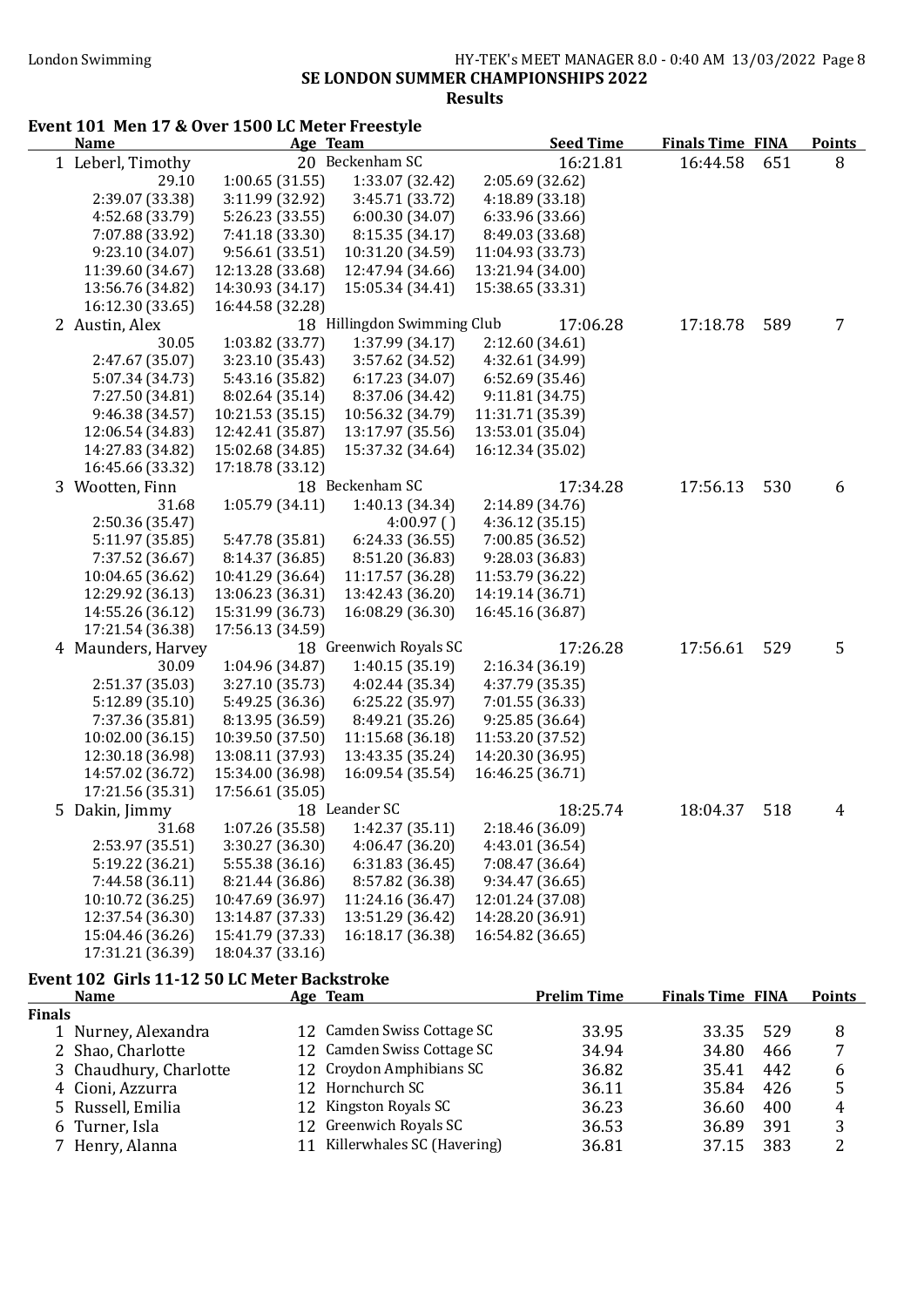London Swimming

HY-TEK's MEET MANAGER 8.0 - 0:40 AM 13/03/2022

# SE LONDON SUMMER CHAMPIONSHIPS 2022

## Results

### Event 101 Men 17 & Over 1500 LC Meter Freestyle

| | Name | Age | Team | Seed Time | Finals Time | FINA | Points |
|---|---|---|---|---|---|---|---|
| 1 | Leberl, Timothy | 20 | Beckenham SC | 16:21.81 | 16:44.58 | 651 | 8 |
| | 29.10 | 1:00.65 (31.55) | 1:33.07 (32.42) | 2:05.69 (32.62) | | | |
| | 2:39.07 (33.38) | 3:11.99 (32.92) | 3:45.71 (33.72) | 4:18.89 (33.18) | | | |
| | 4:52.68 (33.79) | 5:26.23 (33.55) | 6:00.30 (34.07) | 6:33.96 (33.66) | | | |
| | 7:07.88 (33.92) | 7:41.18 (33.30) | 8:15.35 (34.17) | 8:49.03 (33.68) | | | |
| | 9:23.10 (34.07) | 9:56.61 (33.51) | 10:31.20 (34.59) | 11:04.93 (33.73) | | | |
| | 11:39.60 (34.67) | 12:13.28 (33.68) | 12:47.94 (34.66) | 13:21.94 (34.00) | | | |
| | 13:56.76 (34.82) | 14:30.93 (34.17) | 15:05.34 (34.41) | 15:38.65 (33.31) | | | |
| | 16:12.30 (33.65) | 16:44.58 (32.28) | | | | | |
| 2 | Austin, Alex | 18 | Hillingdon Swimming Club | 17:06.28 | 17:18.78 | 589 | 7 |
| | 30.05 | 1:03.82 (33.77) | 1:37.99 (34.17) | 2:12.60 (34.61) | | | |
| | 2:47.67 (35.07) | 3:23.10 (35.43) | 3:57.62 (34.52) | 4:32.61 (34.99) | | | |
| | 5:07.34 (34.73) | 5:43.16 (35.82) | 6:17.23 (34.07) | 6:52.69 (35.46) | | | |
| | 7:27.50 (34.81) | 8:02.64 (35.14) | 8:37.06 (34.42) | 9:11.81 (34.75) | | | |
| | 9:46.38 (34.57) | 10:21.53 (35.15) | 10:56.32 (34.79) | 11:31.71 (35.39) | | | |
| | 12:06.54 (34.83) | 12:42.41 (35.87) | 13:17.97 (35.56) | 13:53.01 (35.04) | | | |
| | 14:27.83 (34.82) | 15:02.68 (34.85) | 15:37.32 (34.64) | 16:12.34 (35.02) | | | |
| | 16:45.66 (33.32) | 17:18.78 (33.12) | | | | | |
| 3 | Wootten, Finn | 18 | Beckenham SC | 17:34.28 | 17:56.13 | 530 | 6 |
| | 31.68 | 1:05.79 (34.11) | 1:40.13 (34.34) | 2:14.89 (34.76) | | | |
| | 2:50.36 (35.47) | | 4:00.97 ( ) | 4:36.12 (35.15) | | | |
| | 5:11.97 (35.85) | 5:47.78 (35.81) | 6:24.33 (36.55) | 7:00.85 (36.52) | | | |
| | 7:37.52 (36.67) | 8:14.37 (36.85) | 8:51.20 (36.83) | 9:28.03 (36.83) | | | |
| | 10:04.65 (36.62) | 10:41.29 (36.64) | 11:17.57 (36.28) | 11:53.79 (36.22) | | | |
| | 12:29.92 (36.13) | 13:06.23 (36.31) | 13:42.43 (36.20) | 14:19.14 (36.71) | | | |
| | 14:55.26 (36.12) | 15:31.99 (36.73) | 16:08.29 (36.30) | 16:45.16 (36.87) | | | |
| | 17:21.54 (36.38) | 17:56.13 (34.59) | | | | | |
| 4 | Maunders, Harvey | 18 | Greenwich Royals SC | 17:26.28 | 17:56.61 | 529 | 5 |
| | 30.09 | 1:04.96 (34.87) | 1:40.15 (35.19) | 2:16.34 (36.19) | | | |
| | 2:51.37 (35.03) | 3:27.10 (35.73) | 4:02.44 (35.34) | 4:37.79 (35.35) | | | |
| | 5:12.89 (35.10) | 5:49.25 (36.36) | 6:25.22 (35.97) | 7:01.55 (36.33) | | | |
| | 7:37.36 (35.81) | 8:13.95 (36.59) | 8:49.21 (35.26) | 9:25.85 (36.64) | | | |
| | 10:02.00 (36.15) | 10:39.50 (37.50) | 11:15.68 (36.18) | 11:53.20 (37.52) | | | |
| | 12:30.18 (36.98) | 13:08.11 (37.93) | 13:43.35 (35.24) | 14:20.30 (36.95) | | | |
| | 14:57.02 (36.72) | 15:34.00 (36.98) | 16:09.54 (35.54) | 16:46.25 (36.71) | | | |
| | 17:21.56 (35.31) | 17:56.61 (35.05) | | | | | |
| 5 | Dakin, Jimmy | 18 | Leander SC | 18:25.74 | 18:04.37 | 518 | 4 |
| | 31.68 | 1:07.26 (35.58) | 1:42.37 (35.11) | 2:18.46 (36.09) | | | |
| | 2:53.97 (35.51) | 3:30.27 (36.30) | 4:06.47 (36.20) | 4:43.01 (36.54) | | | |
| | 5:19.22 (36.21) | 5:55.38 (36.16) | 6:31.83 (36.45) | 7:08.47 (36.64) | | | |
| | 7:44.58 (36.11) | 8:21.44 (36.86) | 8:57.82 (36.38) | 9:34.47 (36.65) | | | |
| | 10:10.72 (36.25) | 10:47.69 (36.97) | 11:24.16 (36.47) | 12:01.24 (37.08) | | | |
| | 12:37.54 (36.30) | 13:14.87 (37.33) | 13:51.29 (36.42) | 14:28.20 (36.91) | | | |
| | 15:04.46 (36.26) | 15:41.79 (37.33) | 16:18.17 (36.38) | 16:54.82 (36.65) | | | |
| | 17:31.21 (36.39) | 18:04.37 (33.16) | | | | | |

### Event 102 Girls 11-12 50 LC Meter Backstroke

| | Name | Age | Team | Prelim Time | Finals Time | FINA | Points |
|---|---|---|---|---|---|---|---|
| **Finals** | | | | | | | |
| 1 | Nurney, Alexandra | 12 | Camden Swiss Cottage SC | 33.95 | 33.35 | 529 | 8 |
| 2 | Shao, Charlotte | 12 | Camden Swiss Cottage SC | 34.94 | 34.80 | 466 | 7 |
| 3 | Chaudhury, Charlotte | 12 | Croydon Amphibians SC | 36.82 | 35.41 | 442 | 6 |
| 4 | Cioni, Azzurra | 12 | Hornchurch SC | 36.11 | 35.84 | 426 | 5 |
| 5 | Russell, Emilia | 12 | Kingston Royals SC | 36.23 | 36.60 | 400 | 4 |
| 6 | Turner, Isla | 12 | Greenwich Royals SC | 36.53 | 36.89 | 391 | 3 |
| 7 | Henry, Alanna | 11 | Killerwhales SC (Havering) | 36.81 | 37.15 | 383 | 2 |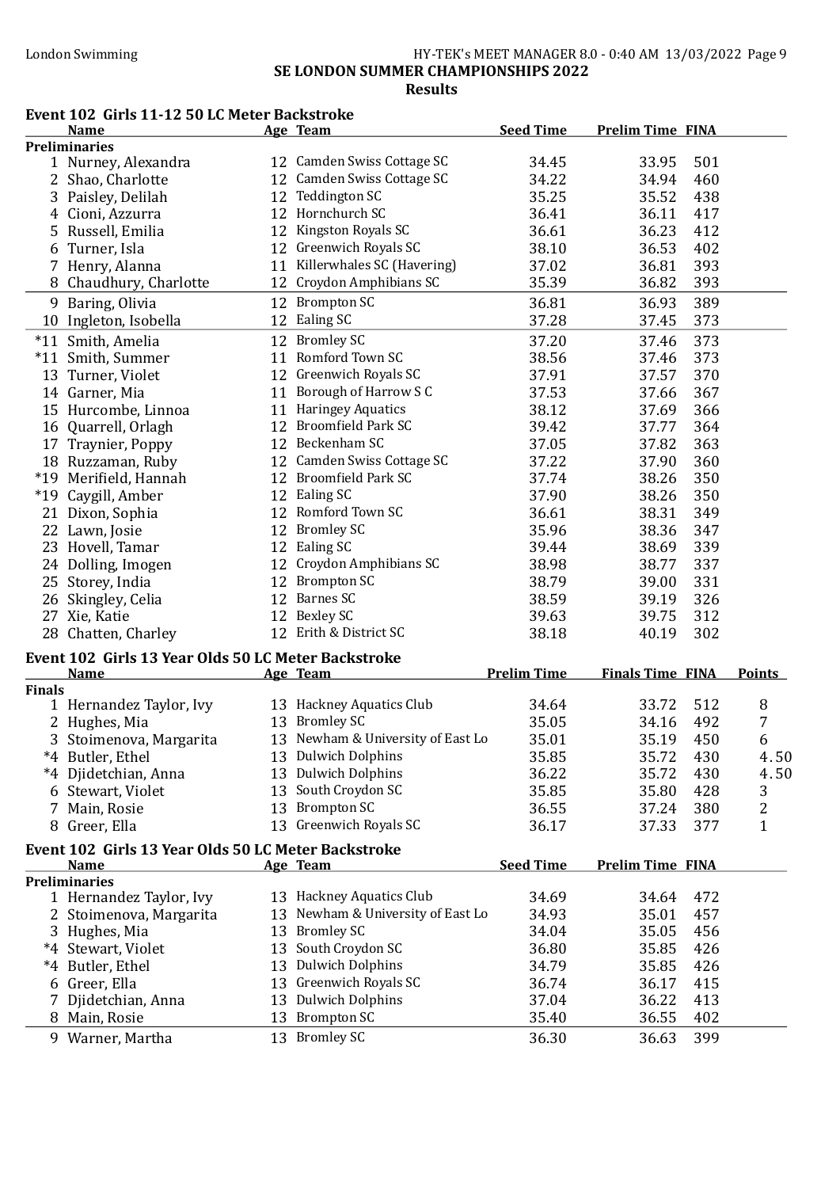SE LONDON SUMMER CHAMPIONSHIPS 2022

Results

## Event 102 Girls 11-12 50 LC Meter Backstroke

| | Name | Age | Team | Seed Time | Prelim Time | FINA |
|---|---|---|---|---|---|---|
| **Preliminaries** | | | | | | |
| 1 | Nurney, Alexandra | 12 | Camden Swiss Cottage SC | 34.45 | 33.95 | 501 |
| 2 | Shao, Charlotte | 12 | Camden Swiss Cottage SC | 34.22 | 34.94 | 460 |
| 3 | Paisley, Delilah | 12 | Teddington SC | 35.25 | 35.52 | 438 |
| 4 | Cioni, Azzurra | 12 | Hornchurch SC | 36.41 | 36.11 | 417 |
| 5 | Russell, Emilia | 12 | Kingston Royals SC | 36.61 | 36.23 | 412 |
| 6 | Turner, Isla | 12 | Greenwich Royals SC | 38.10 | 36.53 | 402 |
| 7 | Henry, Alanna | 11 | Killerwhales SC (Havering) | 37.02 | 36.81 | 393 |
| 8 | Chaudhury, Charlotte | 12 | Croydon Amphibians SC | 35.39 | 36.82 | 393 |
| 9 | Baring, Olivia | 12 | Brompton SC | 36.81 | 36.93 | 389 |
| 10 | Ingleton, Isobella | 12 | Ealing SC | 37.28 | 37.45 | 373 |
| *11 | Smith, Amelia | 12 | Bromley SC | 37.20 | 37.46 | 373 |
| *11 | Smith, Summer | 11 | Romford Town SC | 38.56 | 37.46 | 373 |
| 13 | Turner, Violet | 12 | Greenwich Royals SC | 37.91 | 37.57 | 370 |
| 14 | Garner, Mia | 11 | Borough of Harrow S C | 37.53 | 37.66 | 367 |
| 15 | Hurcombe, Linnoa | 11 | Haringey Aquatics | 38.12 | 37.69 | 366 |
| 16 | Quarrell, Orlagh | 12 | Broomfield Park SC | 39.42 | 37.77 | 364 |
| 17 | Traynier, Poppy | 12 | Beckenham SC | 37.05 | 37.82 | 363 |
| 18 | Ruzzaman, Ruby | 12 | Camden Swiss Cottage SC | 37.22 | 37.90 | 360 |
| *19 | Merifield, Hannah | 12 | Broomfield Park SC | 37.74 | 38.26 | 350 |
| *19 | Caygill, Amber | 12 | Ealing SC | 37.90 | 38.26 | 350 |
| 21 | Dixon, Sophia | 12 | Romford Town SC | 36.61 | 38.31 | 349 |
| 22 | Lawn, Josie | 12 | Bromley SC | 35.96 | 38.36 | 347 |
| 23 | Hovell, Tamar | 12 | Ealing SC | 39.44 | 38.69 | 339 |
| 24 | Dolling, Imogen | 12 | Croydon Amphibians SC | 38.98 | 38.77 | 337 |
| 25 | Storey, India | 12 | Brompton SC | 38.79 | 39.00 | 331 |
| 26 | Skingley, Celia | 12 | Barnes SC | 38.59 | 39.19 | 326 |
| 27 | Xie, Katie | 12 | Bexley SC | 39.63 | 39.75 | 312 |
| 28 | Chatten, Charley | 12 | Erith & District SC | 38.18 | 40.19 | 302 |

## Event 102 Girls 13 Year Olds 50 LC Meter Backstroke

| | Name | Age | Team | Prelim Time | Finals Time | FINA | Points |
|---|---|---|---|---|---|---|---|
| **Finals** | | | | | | | |
| 1 | Hernandez Taylor, Ivy | 13 | Hackney Aquatics Club | 34.64 | 33.72 | 512 | 8 |
| 2 | Hughes, Mia | 13 | Bromley SC | 35.05 | 34.16 | 492 | 7 |
| 3 | Stoimenova, Margarita | 13 | Newham & University of East Lo | 35.01 | 35.19 | 450 | 6 |
| *4 | Butler, Ethel | 13 | Dulwich Dolphins | 35.85 | 35.72 | 430 | 4.50 |
| *4 | Djidetchian, Anna | 13 | Dulwich Dolphins | 36.22 | 35.72 | 430 | 4.50 |
| 6 | Stewart, Violet | 13 | South Croydon SC | 35.85 | 35.80 | 428 | 3 |
| 7 | Main, Rosie | 13 | Brompton SC | 36.55 | 37.24 | 380 | 2 |
| 8 | Greer, Ella | 13 | Greenwich Royals SC | 36.17 | 37.33 | 377 | 1 |

## Event 102 Girls 13 Year Olds 50 LC Meter Backstroke

| | Name | Age | Team | Seed Time | Prelim Time | FINA |
|---|---|---|---|---|---|---|
| **Preliminaries** | | | | | | |
| 1 | Hernandez Taylor, Ivy | 13 | Hackney Aquatics Club | 34.69 | 34.64 | 472 |
| 2 | Stoimenova, Margarita | 13 | Newham & University of East Lo | 34.93 | 35.01 | 457 |
| 3 | Hughes, Mia | 13 | Bromley SC | 34.04 | 35.05 | 456 |
| *4 | Stewart, Violet | 13 | South Croydon SC | 36.80 | 35.85 | 426 |
| *4 | Butler, Ethel | 13 | Dulwich Dolphins | 34.79 | 35.85 | 426 |
| 6 | Greer, Ella | 13 | Greenwich Royals SC | 36.74 | 36.17 | 415 |
| 7 | Djidetchian, Anna | 13 | Dulwich Dolphins | 37.04 | 36.22 | 413 |
| 8 | Main, Rosie | 13 | Brompton SC | 35.40 | 36.55 | 402 |
| 9 | Warner, Martha | 13 | Bromley SC | 36.30 | 36.63 | 399 |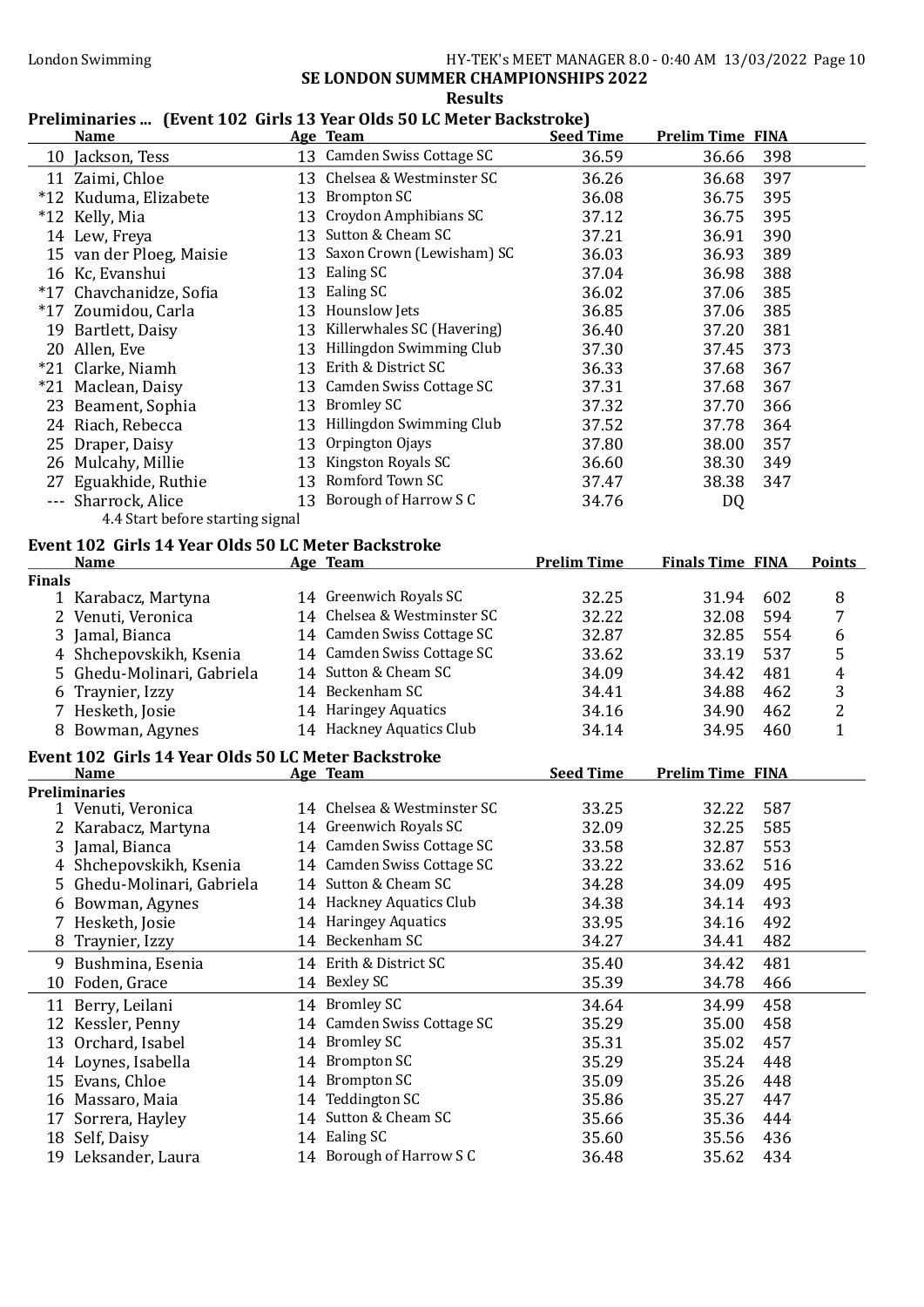## SE LONDON SUMMER CHAMPIONSHIPS 2022

### Results

### Preliminaries ... (Event 102 Girls 13 Year Olds 50 LC Meter Backstroke)

| | Name | Age | Team | Seed Time | Prelim Time | FINA |
|---|---|---|---|---|---|---|
| 10 | Jackson, Tess | 13 | Camden Swiss Cottage SC | 36.59 | 36.66 | 398 |
| 11 | Zaimi, Chloe | 13 | Chelsea & Westminster SC | 36.26 | 36.68 | 397 |
| *12 | Kuduma, Elizabete | 13 | Brompton SC | 36.08 | 36.75 | 395 |
| *12 | Kelly, Mia | 13 | Croydon Amphibians SC | 37.12 | 36.75 | 395 |
| 14 | Lew, Freya | 13 | Sutton & Cheam SC | 37.21 | 36.91 | 390 |
| 15 | van der Ploeg, Maisie | 13 | Saxon Crown (Lewisham) SC | 36.03 | 36.93 | 389 |
| 16 | Kc, Evanshui | 13 | Ealing SC | 37.04 | 36.98 | 388 |
| *17 | Chavchanidze, Sofia | 13 | Ealing SC | 36.02 | 37.06 | 385 |
| *17 | Zoumidou, Carla | 13 | Hounslow Jets | 36.85 | 37.06 | 385 |
| 19 | Bartlett, Daisy | 13 | Killerwhales SC (Havering) | 36.40 | 37.20 | 381 |
| 20 | Allen, Eve | 13 | Hillingdon Swimming Club | 37.30 | 37.45 | 373 |
| *21 | Clarke, Niamh | 13 | Erith & District SC | 36.33 | 37.68 | 367 |
| *21 | Maclean, Daisy | 13 | Camden Swiss Cottage SC | 37.31 | 37.68 | 367 |
| 23 | Beament, Sophia | 13 | Bromley SC | 37.32 | 37.70 | 366 |
| 24 | Riach, Rebecca | 13 | Hillingdon Swimming Club | 37.52 | 37.78 | 364 |
| 25 | Draper, Daisy | 13 | Orpington Ojays | 37.80 | 38.00 | 357 |
| 26 | Mulcahy, Millie | 13 | Kingston Royals SC | 36.60 | 38.30 | 349 |
| 27 | Eguakhide, Ruthie | 13 | Romford Town SC | 37.47 | 38.38 | 347 |
| --- | Sharrock, Alice | 13 | Borough of Harrow S C | 34.76 | DQ | |

4.4 Start before starting signal

### Event 102 Girls 14 Year Olds 50 LC Meter Backstroke

| | Name | Age | Team | Prelim Time | Finals Time | FINA | Points |
|---|---|---|---|---|---|---|---|
| **Finals** | | | | | | | |
| 1 | Karabacz, Martyna | 14 | Greenwich Royals SC | 32.25 | 31.94 | 602 | 8 |
| 2 | Venuti, Veronica | 14 | Chelsea & Westminster SC | 32.22 | 32.08 | 594 | 7 |
| 3 | Jamal, Bianca | 14 | Camden Swiss Cottage SC | 32.87 | 32.85 | 554 | 6 |
| 4 | Shchepovskikh, Ksenia | 14 | Camden Swiss Cottage SC | 33.62 | 33.19 | 537 | 5 |
| 5 | Ghedu-Molinari, Gabriela | 14 | Sutton & Cheam SC | 34.09 | 34.42 | 481 | 4 |
| 6 | Traynier, Izzy | 14 | Beckenham SC | 34.41 | 34.88 | 462 | 3 |
| 7 | Hesketh, Josie | 14 | Haringey Aquatics | 34.16 | 34.90 | 462 | 2 |
| 8 | Bowman, Agynes | 14 | Hackney Aquatics Club | 34.14 | 34.95 | 460 | 1 |

### Event 102 Girls 14 Year Olds 50 LC Meter Backstroke

| | Name | Age | Team | Seed Time | Prelim Time | FINA |
|---|---|---|---|---|---|---|
| **Preliminaries** | | | | | | |
| 1 | Venuti, Veronica | 14 | Chelsea & Westminster SC | 33.25 | 32.22 | 587 |
| 2 | Karabacz, Martyna | 14 | Greenwich Royals SC | 32.09 | 32.25 | 585 |
| 3 | Jamal, Bianca | 14 | Camden Swiss Cottage SC | 33.58 | 32.87 | 553 |
| 4 | Shchepovskikh, Ksenia | 14 | Camden Swiss Cottage SC | 33.22 | 33.62 | 516 |
| 5 | Ghedu-Molinari, Gabriela | 14 | Sutton & Cheam SC | 34.28 | 34.09 | 495 |
| 6 | Bowman, Agynes | 14 | Hackney Aquatics Club | 34.38 | 34.14 | 493 |
| 7 | Hesketh, Josie | 14 | Haringey Aquatics | 33.95 | 34.16 | 492 |
| 8 | Traynier, Izzy | 14 | Beckenham SC | 34.27 | 34.41 | 482 |
| 9 | Bushmina, Esenia | 14 | Erith & District SC | 35.40 | 34.42 | 481 |
| 10 | Foden, Grace | 14 | Bexley SC | 35.39 | 34.78 | 466 |
| 11 | Berry, Leilani | 14 | Bromley SC | 34.64 | 34.99 | 458 |
| 12 | Kessler, Penny | 14 | Camden Swiss Cottage SC | 35.29 | 35.00 | 458 |
| 13 | Orchard, Isabel | 14 | Bromley SC | 35.31 | 35.02 | 457 |
| 14 | Loynes, Isabella | 14 | Brompton SC | 35.29 | 35.24 | 448 |
| 15 | Evans, Chloe | 14 | Brompton SC | 35.09 | 35.26 | 448 |
| 16 | Massaro, Maia | 14 | Teddington SC | 35.86 | 35.27 | 447 |
| 17 | Sorrera, Hayley | 14 | Sutton & Cheam SC | 35.66 | 35.36 | 444 |
| 18 | Self, Daisy | 14 | Ealing SC | 35.60 | 35.56 | 436 |
| 19 | Leksander, Laura | 14 | Borough of Harrow S C | 36.48 | 35.62 | 434 |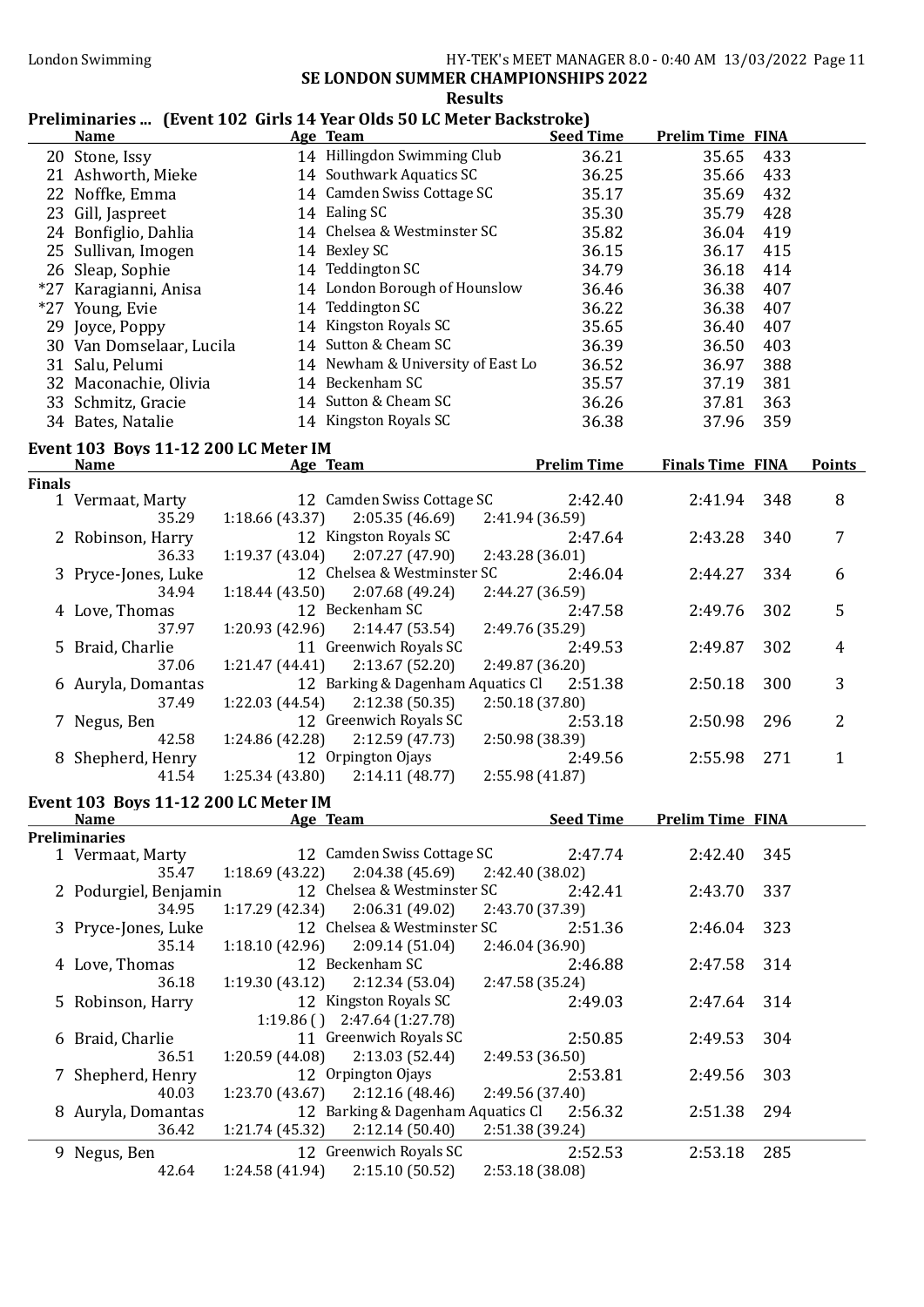## SE LONDON SUMMER CHAMPIONSHIPS 2022

### Results

### Preliminaries ... (Event 102 Girls 14 Year Olds 50 LC Meter Backstroke)

| | Name | Age | Team | Seed Time | Prelim Time | FINA |
|---|---|---|---|---|---|---|
| 20 | Stone, Issy | 14 | Hillingdon Swimming Club | 36.21 | 35.65 | 433 |
| 21 | Ashworth, Mieke | 14 | Southwark Aquatics SC | 36.25 | 35.66 | 433 |
| 22 | Noffke, Emma | 14 | Camden Swiss Cottage SC | 35.17 | 35.69 | 432 |
| 23 | Gill, Jaspreet | 14 | Ealing SC | 35.30 | 35.79 | 428 |
| 24 | Bonfiglio, Dahlia | 14 | Chelsea & Westminster SC | 35.82 | 36.04 | 419 |
| 25 | Sullivan, Imogen | 14 | Bexley SC | 36.15 | 36.17 | 415 |
| 26 | Sleap, Sophie | 14 | Teddington SC | 34.79 | 36.18 | 414 |
| *27 | Karagianni, Anisa | 14 | London Borough of Hounslow | 36.46 | 36.38 | 407 |
| *27 | Young, Evie | 14 | Teddington SC | 36.22 | 36.38 | 407 |
| 29 | Joyce, Poppy | 14 | Kingston Royals SC | 35.65 | 36.40 | 407 |
| 30 | Van Domselaar, Lucila | 14 | Sutton & Cheam SC | 36.39 | 36.50 | 403 |
| 31 | Salu, Pelumi | 14 | Newham & University of East Lo | 36.52 | 36.97 | 388 |
| 32 | Maconachie, Olivia | 14 | Beckenham SC | 35.57 | 37.19 | 381 |
| 33 | Schmitz, Gracie | 14 | Sutton & Cheam SC | 36.26 | 37.81 | 363 |
| 34 | Bates, Natalie | 14 | Kingston Royals SC | 36.38 | 37.96 | 359 |

### Event 103 Boys 11-12 200 LC Meter IM

**Finals**

| | Name | Age | Team | Prelim Time | Finals Time | FINA | Points |
|---|---|---|---|---|---|---|---|
| 1 | Vermaat, Marty | 12 | Camden Swiss Cottage SC | 2:42.40 | 2:41.94 | 348 | 8 |
| | 35.29 | | 1:18.66 (43.37) · 2:05.35 (46.69) · 2:41.94 (36.59) | | | | |
| 2 | Robinson, Harry | 12 | Kingston Royals SC | 2:47.64 | 2:43.28 | 340 | 7 |
| | 36.33 | | 1:19.37 (43.04) · 2:07.27 (47.90) · 2:43.28 (36.01) | | | | |
| 3 | Pryce-Jones, Luke | 12 | Chelsea & Westminster SC | 2:46.04 | 2:44.27 | 334 | 6 |
| | 34.94 | | 1:18.44 (43.50) · 2:07.68 (49.24) · 2:44.27 (36.59) | | | | |
| 4 | Love, Thomas | 12 | Beckenham SC | 2:47.58 | 2:49.76 | 302 | 5 |
| | 37.97 | | 1:20.93 (42.96) · 2:14.47 (53.54) · 2:49.76 (35.29) | | | | |
| 5 | Braid, Charlie | 11 | Greenwich Royals SC | 2:49.53 | 2:49.87 | 302 | 4 |
| | 37.06 | | 1:21.47 (44.41) · 2:13.67 (52.20) · 2:49.87 (36.20) | | | | |
| 6 | Auryla, Domantas | 12 | Barking & Dagenham Aquatics Cl | 2:51.38 | 2:50.18 | 300 | 3 |
| | 37.49 | | 1:22.03 (44.54) · 2:12.38 (50.35) · 2:50.18 (37.80) | | | | |
| 7 | Negus, Ben | 12 | Greenwich Royals SC | 2:53.18 | 2:50.98 | 296 | 2 |
| | 42.58 | | 1:24.86 (42.28) · 2:12.59 (47.73) · 2:50.98 (38.39) | | | | |
| 8 | Shepherd, Henry | 12 | Orpington Ojays | 2:49.56 | 2:55.98 | 271 | 1 |
| | 41.54 | | 1:25.34 (43.80) · 2:14.11 (48.77) · 2:55.98 (41.87) | | | | |

### Event 103 Boys 11-12 200 LC Meter IM

**Preliminaries**

| | Name | Age | Team | Seed Time | Prelim Time | FINA |
|---|---|---|---|---|---|---|
| 1 | Vermaat, Marty | 12 | Camden Swiss Cottage SC | 2:47.74 | 2:42.40 | 345 |
| | 35.47 | | 1:18.69 (43.22) · 2:04.38 (45.69) · 2:42.40 (38.02) | | | |
| 2 | Podurgiel, Benjamin | 12 | Chelsea & Westminster SC | 2:42.41 | 2:43.70 | 337 |
| | 34.95 | | 1:17.29 (42.34) · 2:06.31 (49.02) · 2:43.70 (37.39) | | | |
| 3 | Pryce-Jones, Luke | 12 | Chelsea & Westminster SC | 2:51.36 | 2:46.04 | 323 |
| | 35.14 | | 1:18.10 (42.96) · 2:09.14 (51.04) · 2:46.04 (36.90) | | | |
| 4 | Love, Thomas | 12 | Beckenham SC | 2:46.88 | 2:47.58 | 314 |
| | 36.18 | | 1:19.30 (43.12) · 2:12.34 (53.04) · 2:47.58 (35.24) | | | |
| 5 | Robinson, Harry | 12 | Kingston Royals SC | 2:49.03 | 2:47.64 | 314 |
| | | | 1:19.86 ( ) · 2:47.64 (1:27.78) | | | |
| 6 | Braid, Charlie | 11 | Greenwich Royals SC | 2:50.85 | 2:49.53 | 304 |
| | 36.51 | | 1:20.59 (44.08) · 2:13.03 (52.44) · 2:49.53 (36.50) | | | |
| 7 | Shepherd, Henry | 12 | Orpington Ojays | 2:53.81 | 2:49.56 | 303 |
| | 40.03 | | 1:23.70 (43.67) · 2:12.16 (48.46) · 2:49.56 (37.40) | | | |
| 8 | Auryla, Domantas | 12 | Barking & Dagenham Aquatics Cl | 2:56.32 | 2:51.38 | 294 |
| | 36.42 | | 1:21.74 (45.32) · 2:12.14 (50.40) · 2:51.38 (39.24) | | | |
| 9 | Negus, Ben | 12 | Greenwich Royals SC | 2:52.53 | 2:53.18 | 285 |
| | 42.64 | | 1:24.58 (41.94) · 2:15.10 (50.52) · 2:53.18 (38.08) | | | |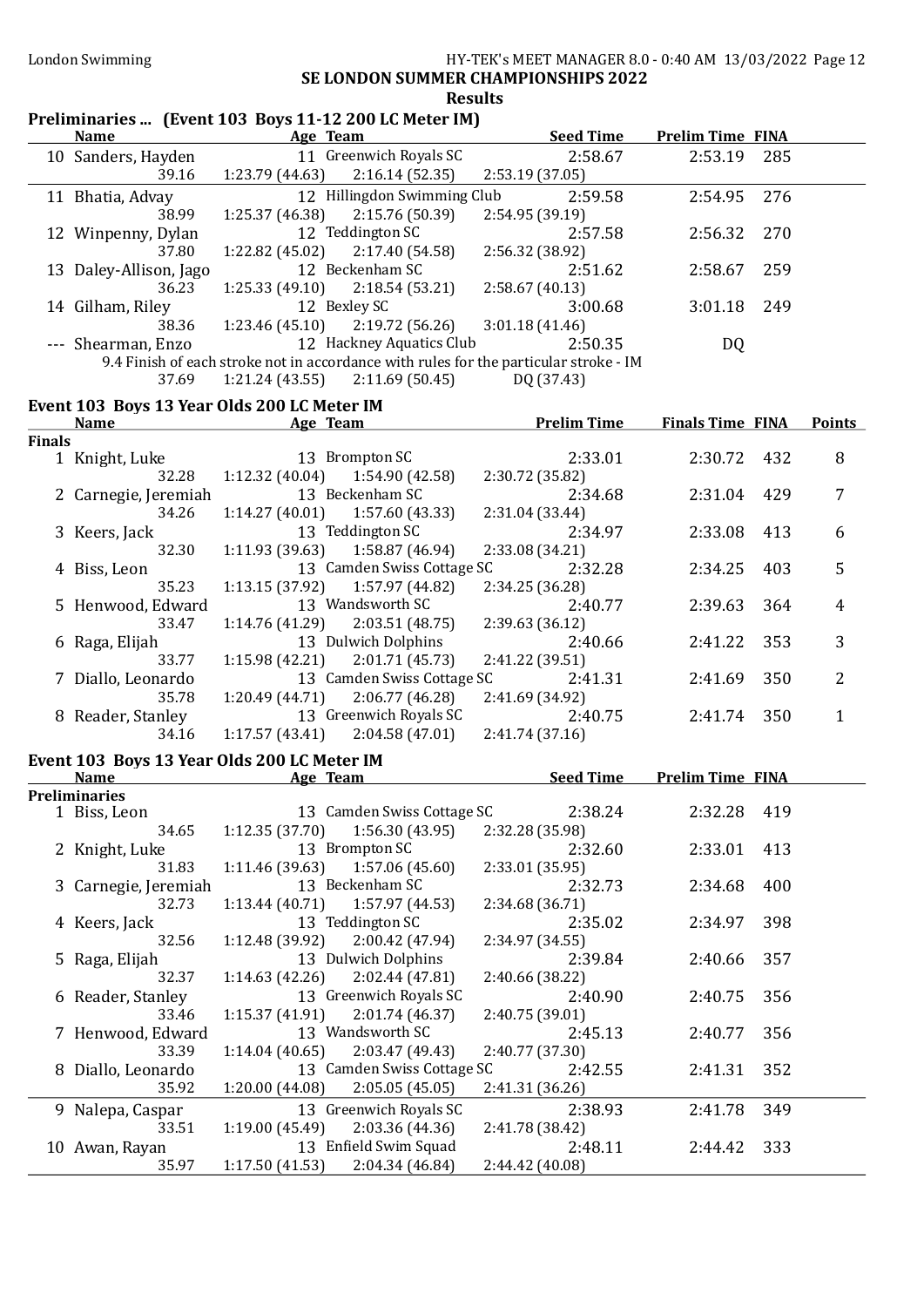## SE LONDON SUMMER CHAMPIONSHIPS 2022

### Results

### Preliminaries ... (Event 103 Boys 11-12 200 LC Meter IM)

| | Name | Age | Team | Seed Time | Prelim Time | FINA |
|---|---|---|---|---|---|---|
| 10 | Sanders, Hayden | 11 | Greenwich Royals SC | 2:58.67 | 2:53.19 | 285 |
| | 39.16 | 1:23.79 (44.63) | 2:16.14 (52.35) | 2:53.19 (37.05) | | |
| 11 | Bhatia, Advay | 12 | Hillingdon Swimming Club | 2:59.58 | 2:54.95 | 276 |
| | 38.99 | 1:25.37 (46.38) | 2:15.76 (50.39) | 2:54.95 (39.19) | | |
| 12 | Winpenny, Dylan | 12 | Teddington SC | 2:57.58 | 2:56.32 | 270 |
| | 37.80 | 1:22.82 (45.02) | 2:17.40 (54.58) | 2:56.32 (38.92) | | |
| 13 | Daley-Allison, Jago | 12 | Beckenham SC | 2:51.62 | 2:58.67 | 259 |
| | 36.23 | 1:25.33 (49.10) | 2:18.54 (53.21) | 2:58.67 (40.13) | | |
| 14 | Gilham, Riley | 12 | Bexley SC | 3:00.68 | 3:01.18 | 249 |
| | 38.36 | 1:23.46 (45.10) | 2:19.72 (56.26) | 3:01.18 (41.46) | | |
| --- | Shearman, Enzo | 12 | Hackney Aquatics Club | 2:50.35 | DQ | |
| | 9.4 Finish of each stroke not in accordance with rules for the particular stroke - IM | | | | | |
| | 37.69 | 1:21.24 (43.55) | 2:11.69 (50.45) | DQ (37.43) | | |

### Event 103 Boys 13 Year Olds 200 LC Meter IM

| | Name | Age | Team | Prelim Time | Finals Time | FINA | Points |
|---|---|---|---|---|---|---|---|
| **Finals** | | | | | | | |
| 1 | Knight, Luke | 13 | Brompton SC | 2:33.01 | 2:30.72 | 432 | 8 |
| | 32.28 | 1:12.32 (40.04) | 1:54.90 (42.58) | 2:30.72 (35.82) | | | |
| 2 | Carnegie, Jeremiah | 13 | Beckenham SC | 2:34.68 | 2:31.04 | 429 | 7 |
| | 34.26 | 1:14.27 (40.01) | 1:57.60 (43.33) | 2:31.04 (33.44) | | | |
| 3 | Keers, Jack | 13 | Teddington SC | 2:34.97 | 2:33.08 | 413 | 6 |
| | 32.30 | 1:11.93 (39.63) | 1:58.87 (46.94) | 2:33.08 (34.21) | | | |
| 4 | Biss, Leon | 13 | Camden Swiss Cottage SC | 2:32.28 | 2:34.25 | 403 | 5 |
| | 35.23 | 1:13.15 (37.92) | 1:57.97 (44.82) | 2:34.25 (36.28) | | | |
| 5 | Henwood, Edward | 13 | Wandsworth SC | 2:40.77 | 2:39.63 | 364 | 4 |
| | 33.47 | 1:14.76 (41.29) | 2:03.51 (48.75) | 2:39.63 (36.12) | | | |
| 6 | Raga, Elijah | 13 | Dulwich Dolphins | 2:40.66 | 2:41.22 | 353 | 3 |
| | 33.77 | 1:15.98 (42.21) | 2:01.71 (45.73) | 2:41.22 (39.51) | | | |
| 7 | Diallo, Leonardo | 13 | Camden Swiss Cottage SC | 2:41.31 | 2:41.69 | 350 | 2 |
| | 35.78 | 1:20.49 (44.71) | 2:06.77 (46.28) | 2:41.69 (34.92) | | | |
| 8 | Reader, Stanley | 13 | Greenwich Royals SC | 2:40.75 | 2:41.74 | 350 | 1 |
| | 34.16 | 1:17.57 (43.41) | 2:04.58 (47.01) | 2:41.74 (37.16) | | | |

### Event 103 Boys 13 Year Olds 200 LC Meter IM

| | Name | Age | Team | Seed Time | Prelim Time | FINA |
|---|---|---|---|---|---|---|
| **Preliminaries** | | | | | | |
| 1 | Biss, Leon | 13 | Camden Swiss Cottage SC | 2:38.24 | 2:32.28 | 419 |
| | 34.65 | 1:12.35 (37.70) | 1:56.30 (43.95) | 2:32.28 (35.98) | | |
| 2 | Knight, Luke | 13 | Brompton SC | 2:32.60 | 2:33.01 | 413 |
| | 31.83 | 1:11.46 (39.63) | 1:57.06 (45.60) | 2:33.01 (35.95) | | |
| 3 | Carnegie, Jeremiah | 13 | Beckenham SC | 2:32.73 | 2:34.68 | 400 |
| | 32.73 | 1:13.44 (40.71) | 1:57.97 (44.53) | 2:34.68 (36.71) | | |
| 4 | Keers, Jack | 13 | Teddington SC | 2:35.02 | 2:34.97 | 398 |
| | 32.56 | 1:12.48 (39.92) | 2:00.42 (47.94) | 2:34.97 (34.55) | | |
| 5 | Raga, Elijah | 13 | Dulwich Dolphins | 2:39.84 | 2:40.66 | 357 |
| | 32.37 | 1:14.63 (42.26) | 2:02.44 (47.81) | 2:40.66 (38.22) | | |
| 6 | Reader, Stanley | 13 | Greenwich Royals SC | 2:40.90 | 2:40.75 | 356 |
| | 33.46 | 1:15.37 (41.91) | 2:01.74 (46.37) | 2:40.75 (39.01) | | |
| 7 | Henwood, Edward | 13 | Wandsworth SC | 2:45.13 | 2:40.77 | 356 |
| | 33.39 | 1:14.04 (40.65) | 2:03.47 (49.43) | 2:40.77 (37.30) | | |
| 8 | Diallo, Leonardo | 13 | Camden Swiss Cottage SC | 2:42.55 | 2:41.31 | 352 |
| | 35.92 | 1:20.00 (44.08) | 2:05.05 (45.05) | 2:41.31 (36.26) | | |
| 9 | Nalepa, Caspar | 13 | Greenwich Royals SC | 2:38.93 | 2:41.78 | 349 |
| | 33.51 | 1:19.00 (45.49) | 2:03.36 (44.36) | 2:41.78 (38.42) | | |
| 10 | Awan, Rayan | 13 | Enfield Swim Squad | 2:48.11 | 2:44.42 | 333 |
| | 35.97 | 1:17.50 (41.53) | 2:04.34 (46.84) | 2:44.42 (40.08) | | |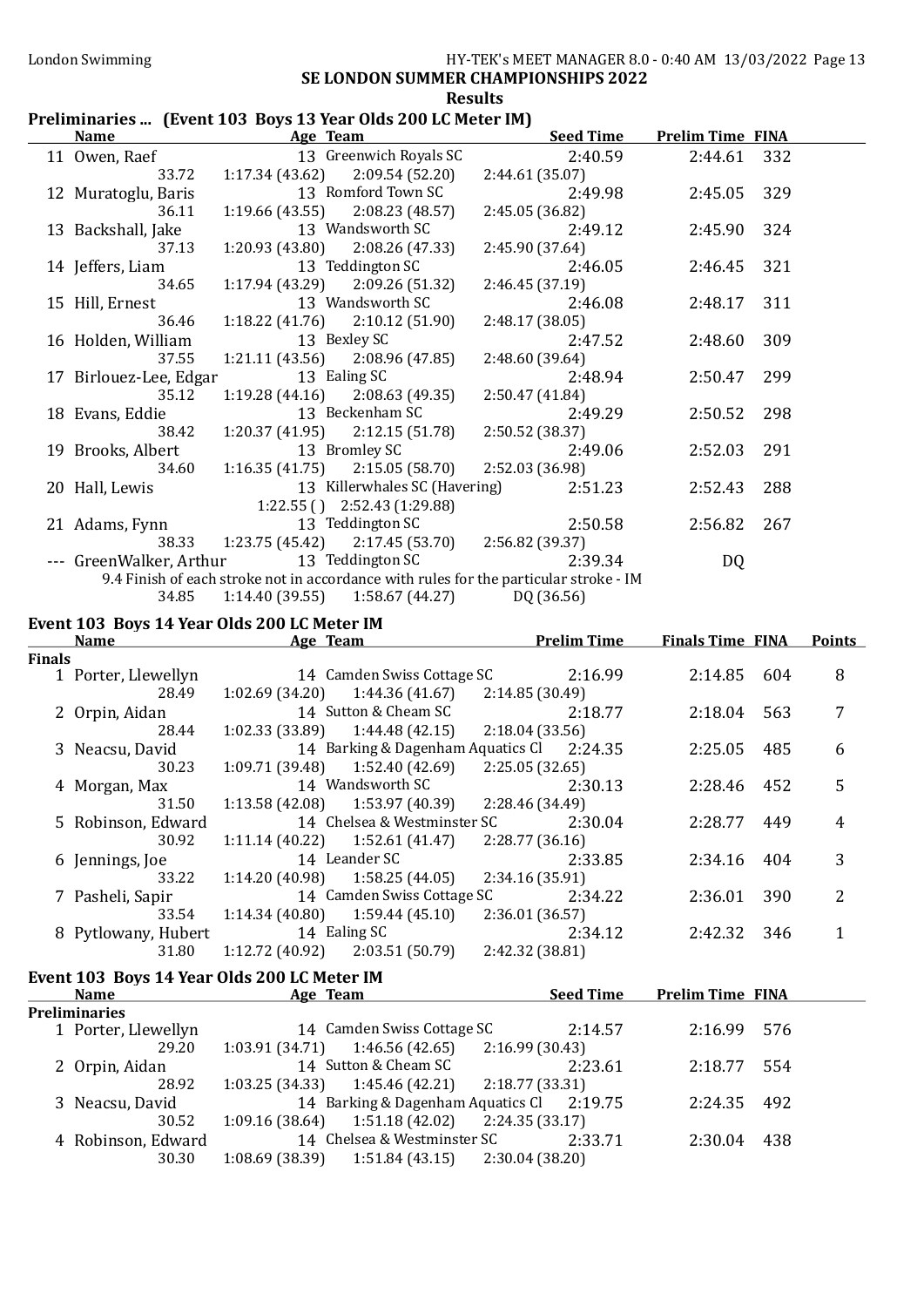## SE LONDON SUMMER CHAMPIONSHIPS 2022

### Results

#### Preliminaries ... (Event 103 Boys 13 Year Olds 200 LC Meter IM)

| | Name | Age | Team | Seed Time | Prelim Time | FINA |
|---|---|---|---|---|---|---|
| 11 | Owen, Raef | 13 | Greenwich Royals SC | 2:40.59 | 2:44.61 | 332 |
| | 33.72 | 1:17.34 (43.62) | 2:09.54 (52.20) | 2:44.61 (35.07) | | |
| 12 | Muratoglu, Baris | 13 | Romford Town SC | 2:49.98 | 2:45.05 | 329 |
| | 36.11 | 1:19.66 (43.55) | 2:08.23 (48.57) | 2:45.05 (36.82) | | |
| 13 | Backshall, Jake | 13 | Wandsworth SC | 2:49.12 | 2:45.90 | 324 |
| | 37.13 | 1:20.93 (43.80) | 2:08.26 (47.33) | 2:45.90 (37.64) | | |
| 14 | Jeffers, Liam | 13 | Teddington SC | 2:46.05 | 2:46.45 | 321 |
| | 34.65 | 1:17.94 (43.29) | 2:09.26 (51.32) | 2:46.45 (37.19) | | |
| 15 | Hill, Ernest | 13 | Wandsworth SC | 2:46.08 | 2:48.17 | 311 |
| | 36.46 | 1:18.22 (41.76) | 2:10.12 (51.90) | 2:48.17 (38.05) | | |
| 16 | Holden, William | 13 | Bexley SC | 2:47.52 | 2:48.60 | 309 |
| | 37.55 | 1:21.11 (43.56) | 2:08.96 (47.85) | 2:48.60 (39.64) | | |
| 17 | Birlouez-Lee, Edgar | 13 | Ealing SC | 2:48.94 | 2:50.47 | 299 |
| | 35.12 | 1:19.28 (44.16) | 2:08.63 (49.35) | 2:50.47 (41.84) | | |
| 18 | Evans, Eddie | 13 | Beckenham SC | 2:49.29 | 2:50.52 | 298 |
| | 38.42 | 1:20.37 (41.95) | 2:12.15 (51.78) | 2:50.52 (38.37) | | |
| 19 | Brooks, Albert | 13 | Bromley SC | 2:49.06 | 2:52.03 | 291 |
| | 34.60 | 1:16.35 (41.75) | 2:15.05 (58.70) | 2:52.03 (36.98) | | |
| 20 | Hall, Lewis | 13 | Killerwhales SC (Havering) | 2:51.23 | 2:52.43 | 288 |
| | | 1:22.55 ( ) | 2:52.43 (1:29.88) | | | |
| 21 | Adams, Fynn | 13 | Teddington SC | 2:50.58 | 2:56.82 | 267 |
| | 38.33 | 1:23.75 (45.42) | 2:17.45 (53.70) | 2:56.82 (39.37) | | |
| --- | GreenWalker, Arthur | 13 | Teddington SC | 2:39.34 | DQ | |
| | 9.4 Finish of each stroke not in accordance with rules for the particular stroke - IM | | | | | |
| | 34.85 | 1:14.40 (39.55) | 1:58.67 (44.27) | DQ (36.56) | | |

#### Event 103 Boys 14 Year Olds 200 LC Meter IM

| | Name | Age | Team | Prelim Time | Finals Time | FINA | Points |
|---|---|---|---|---|---|---|---|
| **Finals** | | | | | | | |
| 1 | Porter, Llewellyn | 14 | Camden Swiss Cottage SC | 2:16.99 | 2:14.85 | 604 | 8 |
| | 28.49 | 1:02.69 (34.20) | 1:44.36 (41.67) | 2:14.85 (30.49) | | | |
| 2 | Orpin, Aidan | 14 | Sutton & Cheam SC | 2:18.77 | 2:18.04 | 563 | 7 |
| | 28.44 | 1:02.33 (33.89) | 1:44.48 (42.15) | 2:18.04 (33.56) | | | |
| 3 | Neacsu, David | 14 | Barking & Dagenham Aquatics Cl | 2:24.35 | 2:25.05 | 485 | 6 |
| | 30.23 | 1:09.71 (39.48) | 1:52.40 (42.69) | 2:25.05 (32.65) | | | |
| 4 | Morgan, Max | 14 | Wandsworth SC | 2:30.13 | 2:28.46 | 452 | 5 |
| | 31.50 | 1:13.58 (42.08) | 1:53.97 (40.39) | 2:28.46 (34.49) | | | |
| 5 | Robinson, Edward | 14 | Chelsea & Westminster SC | 2:30.04 | 2:28.77 | 449 | 4 |
| | 30.92 | 1:11.14 (40.22) | 1:52.61 (41.47) | 2:28.77 (36.16) | | | |
| 6 | Jennings, Joe | 14 | Leander SC | 2:33.85 | 2:34.16 | 404 | 3 |
| | 33.22 | 1:14.20 (40.98) | 1:58.25 (44.05) | 2:34.16 (35.91) | | | |
| 7 | Pasheli, Sapir | 14 | Camden Swiss Cottage SC | 2:34.22 | 2:36.01 | 390 | 2 |
| | 33.54 | 1:14.34 (40.80) | 1:59.44 (45.10) | 2:36.01 (36.57) | | | |
| 8 | Pytlowany, Hubert | 14 | Ealing SC | 2:34.12 | 2:42.32 | 346 | 1 |
| | 31.80 | 1:12.72 (40.92) | 2:03.51 (50.79) | 2:42.32 (38.81) | | | |

#### Event 103 Boys 14 Year Olds 200 LC Meter IM

| | Name | Age | Team | Seed Time | Prelim Time | FINA |
|---|---|---|---|---|---|---|
| **Preliminaries** | | | | | | |
| 1 | Porter, Llewellyn | 14 | Camden Swiss Cottage SC | 2:14.57 | 2:16.99 | 576 |
| | 29.20 | 1:03.91 (34.71) | 1:46.56 (42.65) | 2:16.99 (30.43) | | |
| 2 | Orpin, Aidan | 14 | Sutton & Cheam SC | 2:23.61 | 2:18.77 | 554 |
| | 28.92 | 1:03.25 (34.33) | 1:45.46 (42.21) | 2:18.77 (33.31) | | |
| 3 | Neacsu, David | 14 | Barking & Dagenham Aquatics Cl | 2:19.75 | 2:24.35 | 492 |
| | 30.52 | 1:09.16 (38.64) | 1:51.18 (42.02) | 2:24.35 (33.17) | | |
| 4 | Robinson, Edward | 14 | Chelsea & Westminster SC | 2:33.71 | 2:30.04 | 438 |
| | 30.30 | 1:08.69 (38.39) | 1:51.84 (43.15) | 2:30.04 (38.20) | | |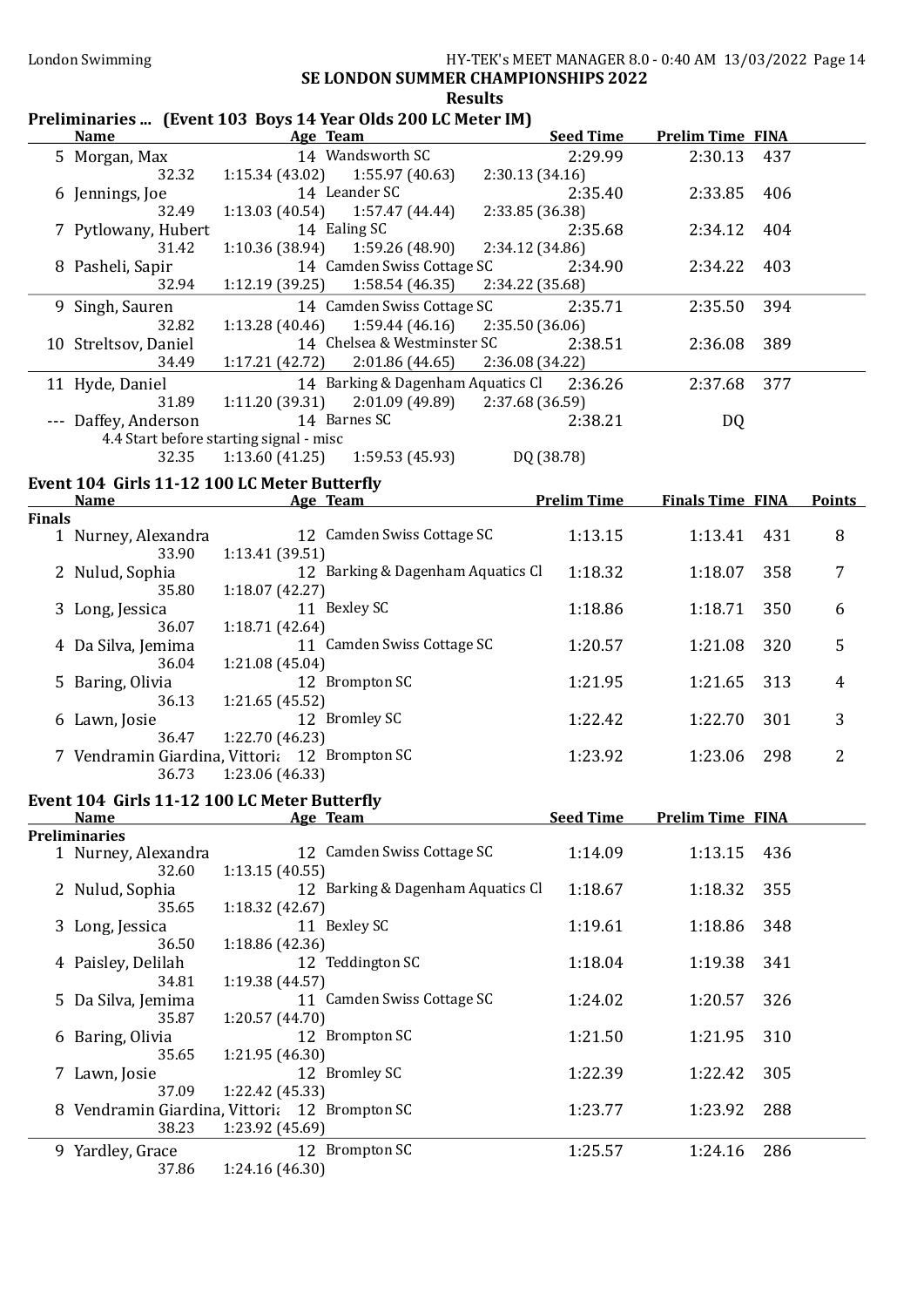## SE LONDON SUMMER CHAMPIONSHIPS 2022

### Results

### Preliminaries ... (Event 103 Boys 14 Year Olds 200 LC Meter IM)

| | Name | Age | Team | Seed Time | Prelim Time | FINA |
|---|---|---|---|---|---|---|
| 5 | Morgan, Max | 14 | Wandsworth SC | 2:29.99 | 2:30.13 | 437 |
| | 32.32 | 1:15.34 (43.02) | 1:55.97 (40.63) | 2:30.13 (34.16) | | |
| 6 | Jennings, Joe | 14 | Leander SC | 2:35.40 | 2:33.85 | 406 |
| | 32.49 | 1:13.03 (40.54) | 1:57.47 (44.44) | 2:33.85 (36.38) | | |
| 7 | Pytlowany, Hubert | 14 | Ealing SC | 2:35.68 | 2:34.12 | 404 |
| | 31.42 | 1:10.36 (38.94) | 1:59.26 (48.90) | 2:34.12 (34.86) | | |
| 8 | Pasheli, Sapir | 14 | Camden Swiss Cottage SC | 2:34.90 | 2:34.22 | 403 |
| | 32.94 | 1:12.19 (39.25) | 1:58.54 (46.35) | 2:34.22 (35.68) | | |
| 9 | Singh, Sauren | 14 | Camden Swiss Cottage SC | 2:35.71 | 2:35.50 | 394 |
| | 32.82 | 1:13.28 (40.46) | 1:59.44 (46.16) | 2:35.50 (36.06) | | |
| 10 | Streltsov, Daniel | 14 | Chelsea & Westminster SC | 2:38.51 | 2:36.08 | 389 |
| | 34.49 | 1:17.21 (42.72) | 2:01.86 (44.65) | 2:36.08 (34.22) | | |
| 11 | Hyde, Daniel | 14 | Barking & Dagenham Aquatics Cl | 2:36.26 | 2:37.68 | 377 |
| | 31.89 | 1:11.20 (39.31) | 2:01.09 (49.89) | 2:37.68 (36.59) | | |
| --- | Daffey, Anderson | 14 | Barnes SC | 2:38.21 | DQ | |
| | 4.4 Start before starting signal - misc | | | | | |
| | 32.35 | 1:13.60 (41.25) | 1:59.53 (45.93) | DQ (38.78) | | |

### Event 104 Girls 11-12 100 LC Meter Butterfly

**Finals**

| | Name | Age | Team | Prelim Time | Finals Time | FINA | Points |
|---|---|---|---|---|---|---|---|
| 1 | Nurney, Alexandra | 12 | Camden Swiss Cottage SC | 1:13.15 | 1:13.41 | 431 | 8 |
| | 33.90 | 1:13.41 (39.51) | | | | | |
| 2 | Nulud, Sophia | 12 | Barking & Dagenham Aquatics Cl | 1:18.32 | 1:18.07 | 358 | 7 |
| | 35.80 | 1:18.07 (42.27) | | | | | |
| 3 | Long, Jessica | 11 | Bexley SC | 1:18.86 | 1:18.71 | 350 | 6 |
| | 36.07 | 1:18.71 (42.64) | | | | | |
| 4 | Da Silva, Jemima | 11 | Camden Swiss Cottage SC | 1:20.57 | 1:21.08 | 320 | 5 |
| | 36.04 | 1:21.08 (45.04) | | | | | |
| 5 | Baring, Olivia | 12 | Brompton SC | 1:21.95 | 1:21.65 | 313 | 4 |
| | 36.13 | 1:21.65 (45.52) | | | | | |
| 6 | Lawn, Josie | 12 | Bromley SC | 1:22.42 | 1:22.70 | 301 | 3 |
| | 36.47 | 1:22.70 (46.23) | | | | | |
| 7 | Vendramin Giardina, Vittoria | 12 | Brompton SC | 1:23.92 | 1:23.06 | 298 | 2 |
| | 36.73 | 1:23.06 (46.33) | | | | | |

### Event 104 Girls 11-12 100 LC Meter Butterfly

**Preliminaries**

| | Name | Age | Team | Seed Time | Prelim Time | FINA |
|---|---|---|---|---|---|---|
| 1 | Nurney, Alexandra | 12 | Camden Swiss Cottage SC | 1:14.09 | 1:13.15 | 436 |
| | 32.60 | 1:13.15 (40.55) | | | | |
| 2 | Nulud, Sophia | 12 | Barking & Dagenham Aquatics Cl | 1:18.67 | 1:18.32 | 355 |
| | 35.65 | 1:18.32 (42.67) | | | | |
| 3 | Long, Jessica | 11 | Bexley SC | 1:19.61 | 1:18.86 | 348 |
| | 36.50 | 1:18.86 (42.36) | | | | |
| 4 | Paisley, Delilah | 12 | Teddington SC | 1:18.04 | 1:19.38 | 341 |
| | 34.81 | 1:19.38 (44.57) | | | | |
| 5 | Da Silva, Jemima | 11 | Camden Swiss Cottage SC | 1:24.02 | 1:20.57 | 326 |
| | 35.87 | 1:20.57 (44.70) | | | | |
| 6 | Baring, Olivia | 12 | Brompton SC | 1:21.50 | 1:21.95 | 310 |
| | 35.65 | 1:21.95 (46.30) | | | | |
| 7 | Lawn, Josie | 12 | Bromley SC | 1:22.39 | 1:22.42 | 305 |
| | 37.09 | 1:22.42 (45.33) | | | | |
| 8 | Vendramin Giardina, Vittoria | 12 | Brompton SC | 1:23.77 | 1:23.92 | 288 |
| | 38.23 | 1:23.92 (45.69) | | | | |
| 9 | Yardley, Grace | 12 | Brompton SC | 1:25.57 | 1:24.16 | 286 |
| | 37.86 | 1:24.16 (46.30) | | | | |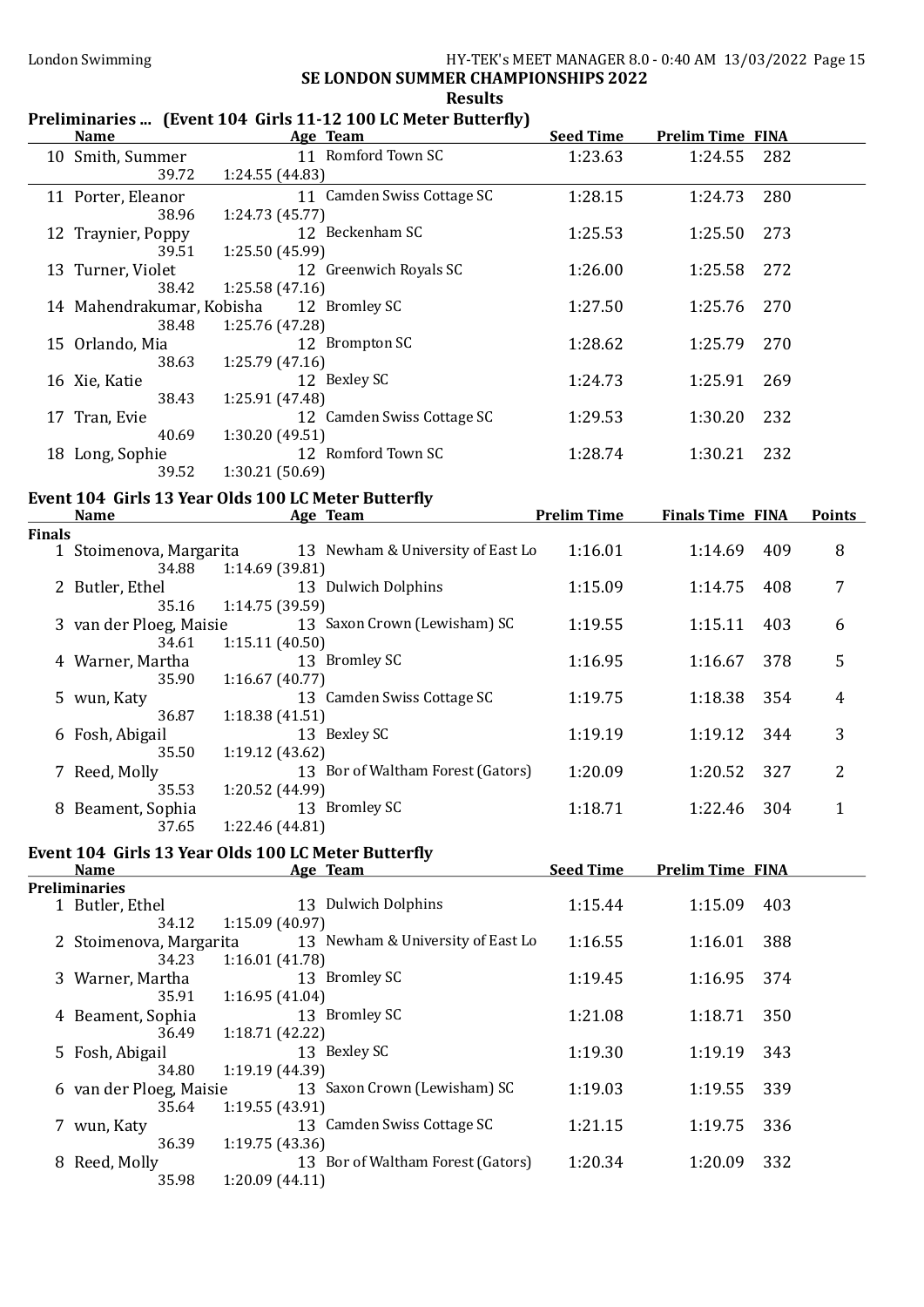## SE LONDON SUMMER CHAMPIONSHIPS 2022

### Results

### Preliminaries ... (Event 104 Girls 11-12 100 LC Meter Butterfly)

| | Name | Age | Team | Seed Time | Prelim Time | FINA |
|---|---|---|---|---|---|---|
| 10 | Smith, Summer | 11 | Romford Town SC | 1:23.63 | 1:24.55 | 282 |
| | 39.72 | 1:24.55 (44.83) | | | | |
| 11 | Porter, Eleanor | 11 | Camden Swiss Cottage SC | 1:28.15 | 1:24.73 | 280 |
| | 38.96 | 1:24.73 (45.77) | | | | |
| 12 | Traynier, Poppy | 12 | Beckenham SC | 1:25.53 | 1:25.50 | 273 |
| | 39.51 | 1:25.50 (45.99) | | | | |
| 13 | Turner, Violet | 12 | Greenwich Royals SC | 1:26.00 | 1:25.58 | 272 |
| | 38.42 | 1:25.58 (47.16) | | | | |
| 14 | Mahendrakumar, Kobisha | 12 | Bromley SC | 1:27.50 | 1:25.76 | 270 |
| | 38.48 | 1:25.76 (47.28) | | | | |
| 15 | Orlando, Mia | 12 | Brompton SC | 1:28.62 | 1:25.79 | 270 |
| | 38.63 | 1:25.79 (47.16) | | | | |
| 16 | Xie, Katie | 12 | Bexley SC | 1:24.73 | 1:25.91 | 269 |
| | 38.43 | 1:25.91 (47.48) | | | | |
| 17 | Tran, Evie | 12 | Camden Swiss Cottage SC | 1:29.53 | 1:30.20 | 232 |
| | 40.69 | 1:30.20 (49.51) | | | | |
| 18 | Long, Sophie | 12 | Romford Town SC | 1:28.74 | 1:30.21 | 232 |
| | 39.52 | 1:30.21 (50.69) | | | | |

### Event 104 Girls 13 Year Olds 100 LC Meter Butterfly

| | Name | Age | Team | Prelim Time | Finals Time | FINA | Points |
|---|---|---|---|---|---|---|---|
| **Finals** | | | | | | | |
| 1 | Stoimenova, Margarita | 13 | Newham & University of East Lo | 1:16.01 | 1:14.69 | 409 | 8 |
| | 34.88 | 1:14.69 (39.81) | | | | | |
| 2 | Butler, Ethel | 13 | Dulwich Dolphins | 1:15.09 | 1:14.75 | 408 | 7 |
| | 35.16 | 1:14.75 (39.59) | | | | | |
| 3 | van der Ploeg, Maisie | 13 | Saxon Crown (Lewisham) SC | 1:19.55 | 1:15.11 | 403 | 6 |
| | 34.61 | 1:15.11 (40.50) | | | | | |
| 4 | Warner, Martha | 13 | Bromley SC | 1:16.95 | 1:16.67 | 378 | 5 |
| | 35.90 | 1:16.67 (40.77) | | | | | |
| 5 | wun, Katy | 13 | Camden Swiss Cottage SC | 1:19.75 | 1:18.38 | 354 | 4 |
| | 36.87 | 1:18.38 (41.51) | | | | | |
| 6 | Fosh, Abigail | 13 | Bexley SC | 1:19.19 | 1:19.12 | 344 | 3 |
| | 35.50 | 1:19.12 (43.62) | | | | | |
| 7 | Reed, Molly | 13 | Bor of Waltham Forest (Gators) | 1:20.09 | 1:20.52 | 327 | 2 |
| | 35.53 | 1:20.52 (44.99) | | | | | |
| 8 | Beament, Sophia | 13 | Bromley SC | 1:18.71 | 1:22.46 | 304 | 1 |
| | 37.65 | 1:22.46 (44.81) | | | | | |

### Event 104 Girls 13 Year Olds 100 LC Meter Butterfly

| | Name | Age | Team | Seed Time | Prelim Time | FINA |
|---|---|---|---|---|---|---|
| **Preliminaries** | | | | | | |
| 1 | Butler, Ethel | 13 | Dulwich Dolphins | 1:15.44 | 1:15.09 | 403 |
| | 34.12 | 1:15.09 (40.97) | | | | |
| 2 | Stoimenova, Margarita | 13 | Newham & University of East Lo | 1:16.55 | 1:16.01 | 388 |
| | 34.23 | 1:16.01 (41.78) | | | | |
| 3 | Warner, Martha | 13 | Bromley SC | 1:19.45 | 1:16.95 | 374 |
| | 35.91 | 1:16.95 (41.04) | | | | |
| 4 | Beament, Sophia | 13 | Bromley SC | 1:21.08 | 1:18.71 | 350 |
| | 36.49 | 1:18.71 (42.22) | | | | |
| 5 | Fosh, Abigail | 13 | Bexley SC | 1:19.30 | 1:19.19 | 343 |
| | 34.80 | 1:19.19 (44.39) | | | | |
| 6 | van der Ploeg, Maisie | 13 | Saxon Crown (Lewisham) SC | 1:19.03 | 1:19.55 | 339 |
| | 35.64 | 1:19.55 (43.91) | | | | |
| 7 | wun, Katy | 13 | Camden Swiss Cottage SC | 1:21.15 | 1:19.75 | 336 |
| | 36.39 | 1:19.75 (43.36) | | | | |
| 8 | Reed, Molly | 13 | Bor of Waltham Forest (Gators) | 1:20.34 | 1:20.09 | 332 |
| | 35.98 | 1:20.09 (44.11) | | | | |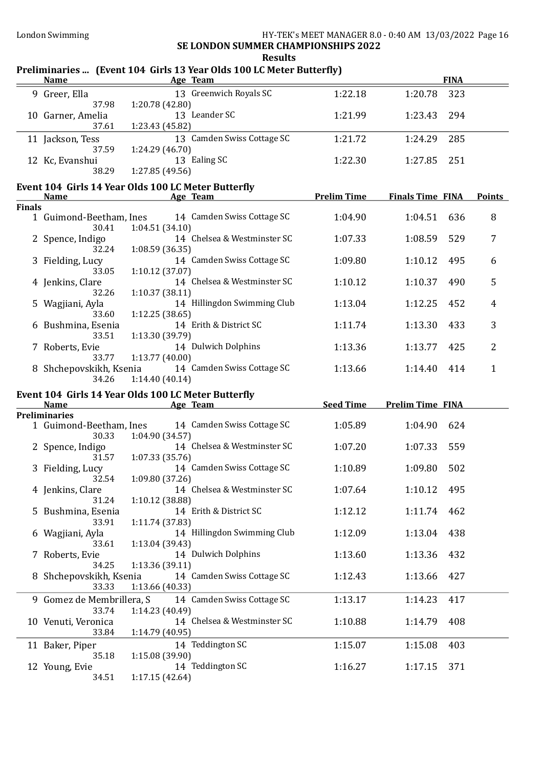SE LONDON SUMMER CHAMPIONSHIPS 2022

Results

## Preliminaries ... (Event 104 Girls 13 Year Olds 100 LC Meter Butterfly)

| | Name | Age | Team | | | FINA |
|---|---|---|---|---|---|---|
| 9 | Greer, Ella | 13 | Greenwich Royals SC | 1:22.18 | 1:20.78 | 323 |
| | 37.98 | 1:20.78 (42.80) | | | | |
| 10 | Garner, Amelia | 13 | Leander SC | 1:21.99 | 1:23.43 | 294 |
| | 37.61 | 1:23.43 (45.82) | | | | |
| 11 | Jackson, Tess | 13 | Camden Swiss Cottage SC | 1:21.72 | 1:24.29 | 285 |
| | 37.59 | 1:24.29 (46.70) | | | | |
| 12 | Kc, Evanshui | 13 | Ealing SC | 1:22.30 | 1:27.85 | 251 |
| | 38.29 | 1:27.85 (49.56) | | | | |

## Event 104 Girls 14 Year Olds 100 LC Meter Butterfly

| | Name | Age | Team | Prelim Time | Finals Time | FINA | Points |
|---|---|---|---|---|---|---|---|
| **Finals** | | | | | | | |
| 1 | Guimond-Beetham, Ines | 14 | Camden Swiss Cottage SC | 1:04.90 | 1:04.51 | 636 | 8 |
| | 30.41 | 1:04.51 (34.10) | | | | | |
| 2 | Spence, Indigo | 14 | Chelsea & Westminster SC | 1:07.33 | 1:08.59 | 529 | 7 |
| | 32.24 | 1:08.59 (36.35) | | | | | |
| 3 | Fielding, Lucy | 14 | Camden Swiss Cottage SC | 1:09.80 | 1:10.12 | 495 | 6 |
| | 33.05 | 1:10.12 (37.07) | | | | | |
| 4 | Jenkins, Clare | 14 | Chelsea & Westminster SC | 1:10.12 | 1:10.37 | 490 | 5 |
| | 32.26 | 1:10.37 (38.11) | | | | | |
| 5 | Wagjiani, Ayla | 14 | Hillingdon Swimming Club | 1:13.04 | 1:12.25 | 452 | 4 |
| | 33.60 | 1:12.25 (38.65) | | | | | |
| 6 | Bushmina, Esenia | 14 | Erith & District SC | 1:11.74 | 1:13.30 | 433 | 3 |
| | 33.51 | 1:13.30 (39.79) | | | | | |
| 7 | Roberts, Evie | 14 | Dulwich Dolphins | 1:13.36 | 1:13.77 | 425 | 2 |
| | 33.77 | 1:13.77 (40.00) | | | | | |
| 8 | Shchepovskikh, Ksenia | 14 | Camden Swiss Cottage SC | 1:13.66 | 1:14.40 | 414 | 1 |
| | 34.26 | 1:14.40 (40.14) | | | | | |

## Event 104 Girls 14 Year Olds 100 LC Meter Butterfly

| | Name | Age | Team | Seed Time | Prelim Time | FINA |
|---|---|---|---|---|---|---|
| **Preliminaries** | | | | | | |
| 1 | Guimond-Beetham, Ines | 14 | Camden Swiss Cottage SC | 1:05.89 | 1:04.90 | 624 |
| | 30.33 | 1:04.90 (34.57) | | | | |
| 2 | Spence, Indigo | 14 | Chelsea & Westminster SC | 1:07.20 | 1:07.33 | 559 |
| | 31.57 | 1:07.33 (35.76) | | | | |
| 3 | Fielding, Lucy | 14 | Camden Swiss Cottage SC | 1:10.89 | 1:09.80 | 502 |
| | 32.54 | 1:09.80 (37.26) | | | | |
| 4 | Jenkins, Clare | 14 | Chelsea & Westminster SC | 1:07.64 | 1:10.12 | 495 |
| | 31.24 | 1:10.12 (38.88) | | | | |
| 5 | Bushmina, Esenia | 14 | Erith & District SC | 1:12.12 | 1:11.74 | 462 |
| | 33.91 | 1:11.74 (37.83) | | | | |
| 6 | Wagjiani, Ayla | 14 | Hillingdon Swimming Club | 1:12.09 | 1:13.04 | 438 |
| | 33.61 | 1:13.04 (39.43) | | | | |
| 7 | Roberts, Evie | 14 | Dulwich Dolphins | 1:13.60 | 1:13.36 | 432 |
| | 34.25 | 1:13.36 (39.11) | | | | |
| 8 | Shchepovskikh, Ksenia | 14 | Camden Swiss Cottage SC | 1:12.43 | 1:13.66 | 427 |
| | 33.33 | 1:13.66 (40.33) | | | | |
| 9 | Gomez de Membrillera, S | 14 | Camden Swiss Cottage SC | 1:13.17 | 1:14.23 | 417 |
| | 33.74 | 1:14.23 (40.49) | | | | |
| 10 | Venuti, Veronica | 14 | Chelsea & Westminster SC | 1:10.88 | 1:14.79 | 408 |
| | 33.84 | 1:14.79 (40.95) | | | | |
| 11 | Baker, Piper | 14 | Teddington SC | 1:15.07 | 1:15.08 | 403 |
| | 35.18 | 1:15.08 (39.90) | | | | |
| 12 | Young, Evie | 14 | Teddington SC | 1:16.27 | 1:17.15 | 371 |
| | 34.51 | 1:17.15 (42.64) | | | | |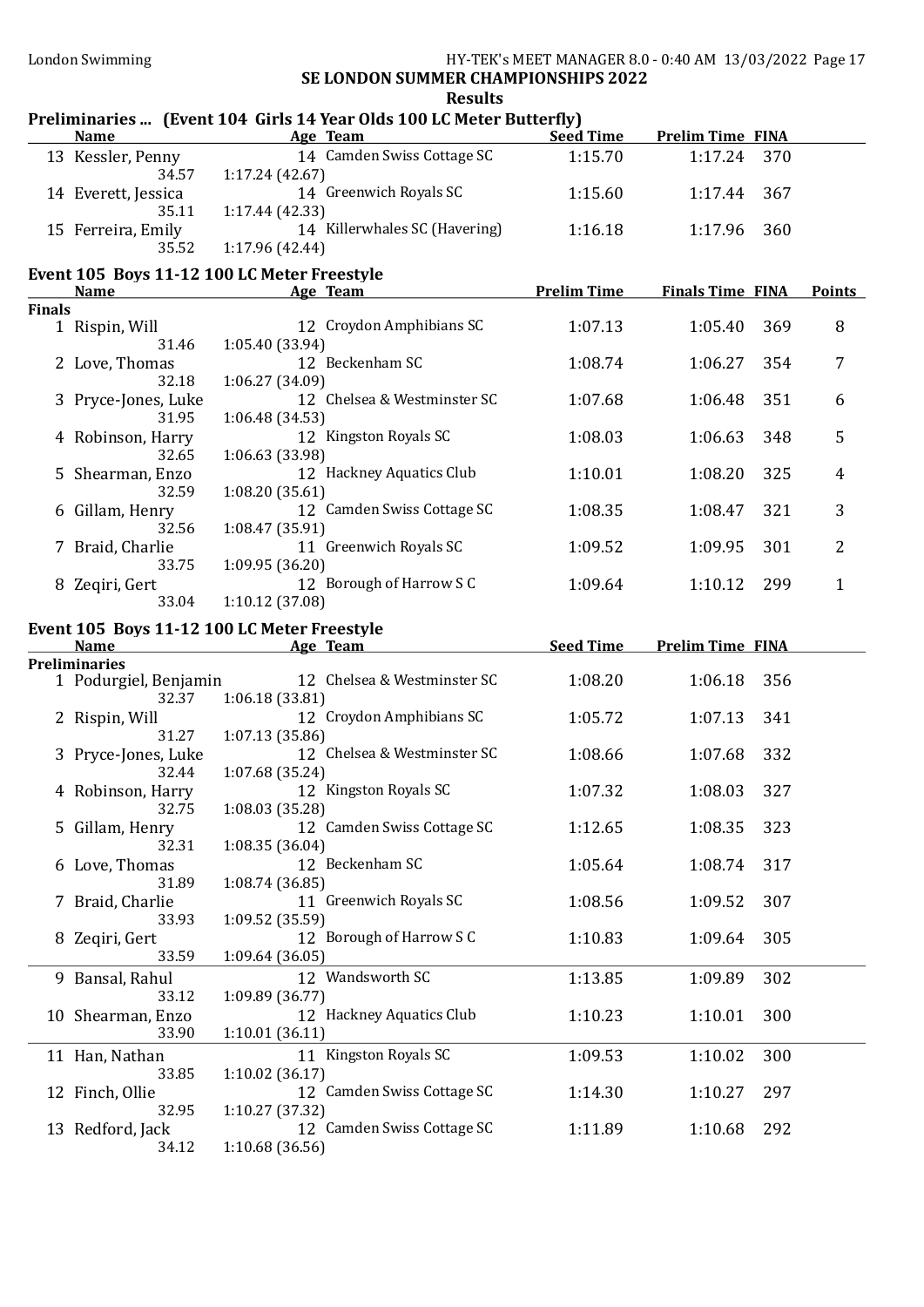## SE LONDON SUMMER CHAMPIONSHIPS 2022

### Results

**Preliminaries ... (Event 104 Girls 14 Year Olds 100 LC Meter Butterfly)**

| | Name | Age | Team | Seed Time | Prelim Time | FINA |
|---|---|---|---|---|---|---|
| 13 | Kessler, Penny | 14 | Camden Swiss Cottage SC | 1:15.70 | 1:17.24 | 370 |
| | 34.57 | 1:17.24 (42.67) | | | | |
| 14 | Everett, Jessica | 14 | Greenwich Royals SC | 1:15.60 | 1:17.44 | 367 |
| | 35.11 | 1:17.44 (42.33) | | | | |
| 15 | Ferreira, Emily | 14 | Killerwhales SC (Havering) | 1:16.18 | 1:17.96 | 360 |
| | 35.52 | 1:17.96 (42.44) | | | | |

**Event 105 Boys 11-12 100 LC Meter Freestyle**

| | Name | Age | Team | Prelim Time | Finals Time | FINA | Points |
|---|---|---|---|---|---|---|---|
| **Finals** | | | | | | | |
| 1 | Rispin, Will | 12 | Croydon Amphibians SC | 1:07.13 | 1:05.40 | 369 | 8 |
| | 31.46 | 1:05.40 (33.94) | | | | | |
| 2 | Love, Thomas | 12 | Beckenham SC | 1:08.74 | 1:06.27 | 354 | 7 |
| | 32.18 | 1:06.27 (34.09) | | | | | |
| 3 | Pryce-Jones, Luke | 12 | Chelsea & Westminster SC | 1:07.68 | 1:06.48 | 351 | 6 |
| | 31.95 | 1:06.48 (34.53) | | | | | |
| 4 | Robinson, Harry | 12 | Kingston Royals SC | 1:08.03 | 1:06.63 | 348 | 5 |
| | 32.65 | 1:06.63 (33.98) | | | | | |
| 5 | Shearman, Enzo | 12 | Hackney Aquatics Club | 1:10.01 | 1:08.20 | 325 | 4 |
| | 32.59 | 1:08.20 (35.61) | | | | | |
| 6 | Gillam, Henry | 12 | Camden Swiss Cottage SC | 1:08.35 | 1:08.47 | 321 | 3 |
| | 32.56 | 1:08.47 (35.91) | | | | | |
| 7 | Braid, Charlie | 11 | Greenwich Royals SC | 1:09.52 | 1:09.95 | 301 | 2 |
| | 33.75 | 1:09.95 (36.20) | | | | | |
| 8 | Zeqiri, Gert | 12 | Borough of Harrow S C | 1:09.64 | 1:10.12 | 299 | 1 |
| | 33.04 | 1:10.12 (37.08) | | | | | |

**Event 105 Boys 11-12 100 LC Meter Freestyle**

| | Name | Age | Team | Seed Time | Prelim Time | FINA |
|---|---|---|---|---|---|---|
| **Preliminaries** | | | | | | |
| 1 | Podurgiel, Benjamin | 12 | Chelsea & Westminster SC | 1:08.20 | 1:06.18 | 356 |
| | 32.37 | 1:06.18 (33.81) | | | | |
| 2 | Rispin, Will | 12 | Croydon Amphibians SC | 1:05.72 | 1:07.13 | 341 |
| | 31.27 | 1:07.13 (35.86) | | | | |
| 3 | Pryce-Jones, Luke | 12 | Chelsea & Westminster SC | 1:08.66 | 1:07.68 | 332 |
| | 32.44 | 1:07.68 (35.24) | | | | |
| 4 | Robinson, Harry | 12 | Kingston Royals SC | 1:07.32 | 1:08.03 | 327 |
| | 32.75 | 1:08.03 (35.28) | | | | |
| 5 | Gillam, Henry | 12 | Camden Swiss Cottage SC | 1:12.65 | 1:08.35 | 323 |
| | 32.31 | 1:08.35 (36.04) | | | | |
| 6 | Love, Thomas | 12 | Beckenham SC | 1:05.64 | 1:08.74 | 317 |
| | 31.89 | 1:08.74 (36.85) | | | | |
| 7 | Braid, Charlie | 11 | Greenwich Royals SC | 1:08.56 | 1:09.52 | 307 |
| | 33.93 | 1:09.52 (35.59) | | | | |
| 8 | Zeqiri, Gert | 12 | Borough of Harrow S C | 1:10.83 | 1:09.64 | 305 |
| | 33.59 | 1:09.64 (36.05) | | | | |
| 9 | Bansal, Rahul | 12 | Wandsworth SC | 1:13.85 | 1:09.89 | 302 |
| | 33.12 | 1:09.89 (36.77) | | | | |
| 10 | Shearman, Enzo | 12 | Hackney Aquatics Club | 1:10.23 | 1:10.01 | 300 |
| | 33.90 | 1:10.01 (36.11) | | | | |
| 11 | Han, Nathan | 11 | Kingston Royals SC | 1:09.53 | 1:10.02 | 300 |
| | 33.85 | 1:10.02 (36.17) | | | | |
| 12 | Finch, Ollie | 12 | Camden Swiss Cottage SC | 1:14.30 | 1:10.27 | 297 |
| | 32.95 | 1:10.27 (37.32) | | | | |
| 13 | Redford, Jack | 12 | Camden Swiss Cottage SC | 1:11.89 | 1:10.68 | 292 |
| | 34.12 | 1:10.68 (36.56) | | | | |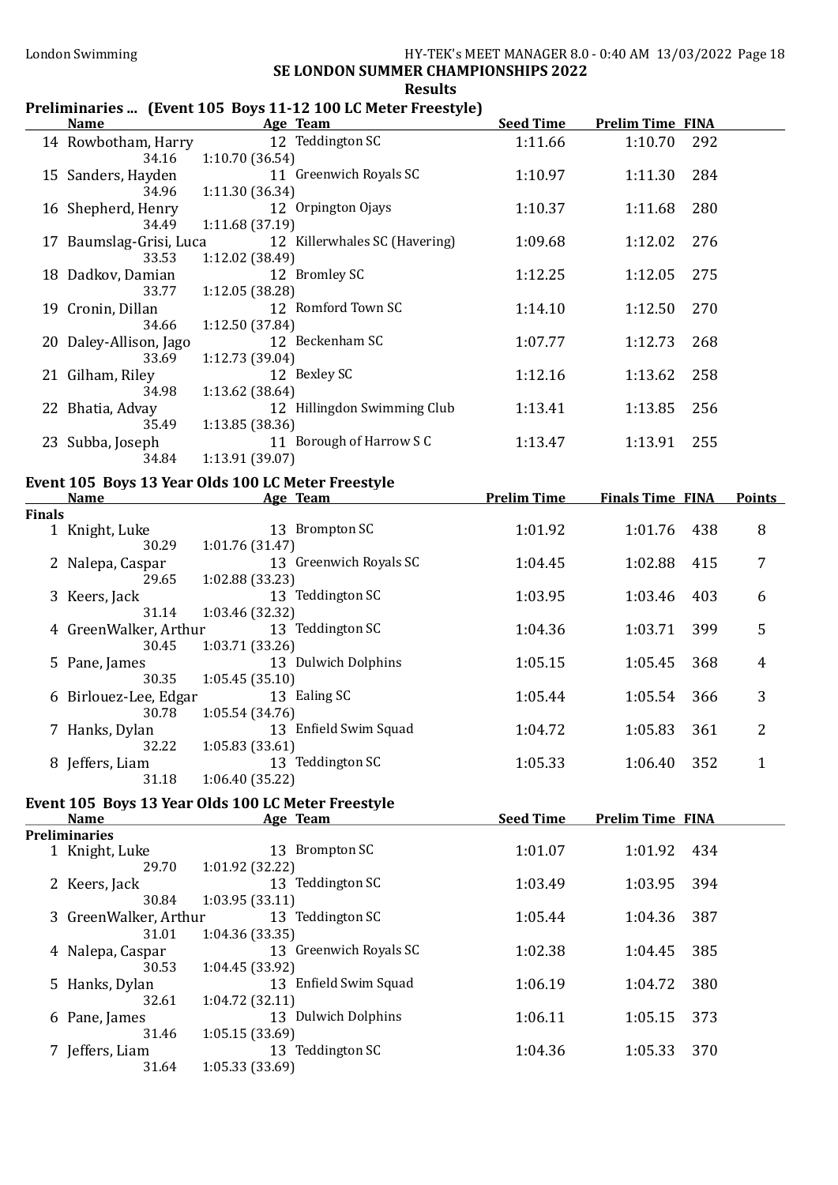## SE LONDON SUMMER CHAMPIONSHIPS 2022

### Results

### Preliminaries ... (Event 105 Boys 11-12 100 LC Meter Freestyle)

| | Name | Age | Team | Seed Time | Prelim Time | FINA |
|---|---|---|---|---|---|---|
| 14 | Rowbotham, Harry | 12 | Teddington SC | 1:11.66 | 1:10.70 | 292 |
| | 34.16 | 1:10.70 (36.54) | | | | |
| 15 | Sanders, Hayden | 11 | Greenwich Royals SC | 1:10.97 | 1:11.30 | 284 |
| | 34.96 | 1:11.30 (36.34) | | | | |
| 16 | Shepherd, Henry | 12 | Orpington Ojays | 1:10.37 | 1:11.68 | 280 |
| | 34.49 | 1:11.68 (37.19) | | | | |
| 17 | Baumslag-Grisi, Luca | 12 | Killerwhales SC (Havering) | 1:09.68 | 1:12.02 | 276 |
| | 33.53 | 1:12.02 (38.49) | | | | |
| 18 | Dadkov, Damian | 12 | Bromley SC | 1:12.25 | 1:12.05 | 275 |
| | 33.77 | 1:12.05 (38.28) | | | | |
| 19 | Cronin, Dillan | 12 | Romford Town SC | 1:14.10 | 1:12.50 | 270 |
| | 34.66 | 1:12.50 (37.84) | | | | |
| 20 | Daley-Allison, Jago | 12 | Beckenham SC | 1:07.77 | 1:12.73 | 268 |
| | 33.69 | 1:12.73 (39.04) | | | | |
| 21 | Gilham, Riley | 12 | Bexley SC | 1:12.16 | 1:13.62 | 258 |
| | 34.98 | 1:13.62 (38.64) | | | | |
| 22 | Bhatia, Advay | 12 | Hillingdon Swimming Club | 1:13.41 | 1:13.85 | 256 |
| | 35.49 | 1:13.85 (38.36) | | | | |
| 23 | Subba, Joseph | 11 | Borough of Harrow S C | 1:13.47 | 1:13.91 | 255 |
| | 34.84 | 1:13.91 (39.07) | | | | |

### Event 105 Boys 13 Year Olds 100 LC Meter Freestyle

| | Name | Age | Team | Prelim Time | Finals Time | FINA | Points |
|---|---|---|---|---|---|---|---|
| **Finals** | | | | | | | |
| 1 | Knight, Luke | 13 | Brompton SC | 1:01.92 | 1:01.76 | 438 | 8 |
| | 30.29 | 1:01.76 (31.47) | | | | | |
| 2 | Nalepa, Caspar | 13 | Greenwich Royals SC | 1:04.45 | 1:02.88 | 415 | 7 |
| | 29.65 | 1:02.88 (33.23) | | | | | |
| 3 | Keers, Jack | 13 | Teddington SC | 1:03.95 | 1:03.46 | 403 | 6 |
| | 31.14 | 1:03.46 (32.32) | | | | | |
| 4 | GreenWalker, Arthur | 13 | Teddington SC | 1:04.36 | 1:03.71 | 399 | 5 |
| | 30.45 | 1:03.71 (33.26) | | | | | |
| 5 | Pane, James | 13 | Dulwich Dolphins | 1:05.15 | 1:05.45 | 368 | 4 |
| | 30.35 | 1:05.45 (35.10) | | | | | |
| 6 | Birlouez-Lee, Edgar | 13 | Ealing SC | 1:05.44 | 1:05.54 | 366 | 3 |
| | 30.78 | 1:05.54 (34.76) | | | | | |
| 7 | Hanks, Dylan | 13 | Enfield Swim Squad | 1:04.72 | 1:05.83 | 361 | 2 |
| | 32.22 | 1:05.83 (33.61) | | | | | |
| 8 | Jeffers, Liam | 13 | Teddington SC | 1:05.33 | 1:06.40 | 352 | 1 |
| | 31.18 | 1:06.40 (35.22) | | | | | |

### Event 105 Boys 13 Year Olds 100 LC Meter Freestyle

| | Name | Age | Team | Seed Time | Prelim Time | FINA |
|---|---|---|---|---|---|---|
| **Preliminaries** | | | | | | |
| 1 | Knight, Luke | 13 | Brompton SC | 1:01.07 | 1:01.92 | 434 |
| | 29.70 | 1:01.92 (32.22) | | | | |
| 2 | Keers, Jack | 13 | Teddington SC | 1:03.49 | 1:03.95 | 394 |
| | 30.84 | 1:03.95 (33.11) | | | | |
| 3 | GreenWalker, Arthur | 13 | Teddington SC | 1:05.44 | 1:04.36 | 387 |
| | 31.01 | 1:04.36 (33.35) | | | | |
| 4 | Nalepa, Caspar | 13 | Greenwich Royals SC | 1:02.38 | 1:04.45 | 385 |
| | 30.53 | 1:04.45 (33.92) | | | | |
| 5 | Hanks, Dylan | 13 | Enfield Swim Squad | 1:06.19 | 1:04.72 | 380 |
| | 32.61 | 1:04.72 (32.11) | | | | |
| 6 | Pane, James | 13 | Dulwich Dolphins | 1:06.11 | 1:05.15 | 373 |
| | 31.46 | 1:05.15 (33.69) | | | | |
| 7 | Jeffers, Liam | 13 | Teddington SC | 1:04.36 | 1:05.33 | 370 |
| | 31.64 | 1:05.33 (33.69) | | | | |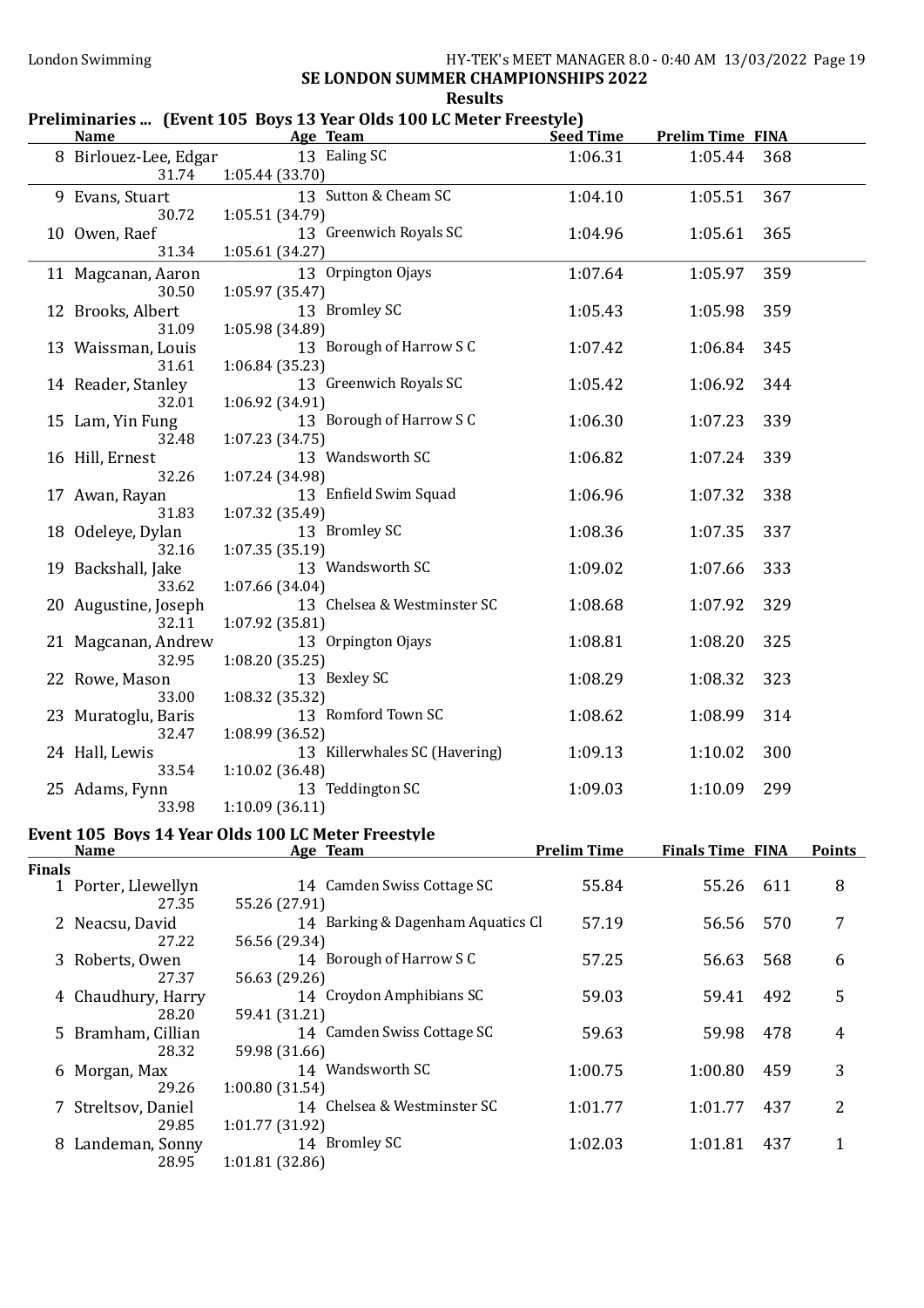## SE LONDON SUMMER CHAMPIONSHIPS 2022

### Results

### Preliminaries ... (Event 105 Boys 13 Year Olds 100 LC Meter Freestyle)

| | Name | Age | Team | Seed Time | Prelim Time | FINA |
|---|---|---|---|---|---|---|
| 8 | Birlouez-Lee, Edgar | 13 | Ealing SC | 1:06.31 | 1:05.44 | 368 |
| | 31.74 | 1:05.44 (33.70) | | | | |
| 9 | Evans, Stuart | 13 | Sutton & Cheam SC | 1:04.10 | 1:05.51 | 367 |
| | 30.72 | 1:05.51 (34.79) | | | | |
| 10 | Owen, Raef | 13 | Greenwich Royals SC | 1:04.96 | 1:05.61 | 365 |
| | 31.34 | 1:05.61 (34.27) | | | | |
| 11 | Magcanan, Aaron | 13 | Orpington Ojays | 1:07.64 | 1:05.97 | 359 |
| | 30.50 | 1:05.97 (35.47) | | | | |
| 12 | Brooks, Albert | 13 | Bromley SC | 1:05.43 | 1:05.98 | 359 |
| | 31.09 | 1:05.98 (34.89) | | | | |
| 13 | Waissman, Louis | 13 | Borough of Harrow S C | 1:07.42 | 1:06.84 | 345 |
| | 31.61 | 1:06.84 (35.23) | | | | |
| 14 | Reader, Stanley | 13 | Greenwich Royals SC | 1:05.42 | 1:06.92 | 344 |
| | 32.01 | 1:06.92 (34.91) | | | | |
| 15 | Lam, Yin Fung | 13 | Borough of Harrow S C | 1:06.30 | 1:07.23 | 339 |
| | 32.48 | 1:07.23 (34.75) | | | | |
| 16 | Hill, Ernest | 13 | Wandsworth SC | 1:06.82 | 1:07.24 | 339 |
| | 32.26 | 1:07.24 (34.98) | | | | |
| 17 | Awan, Rayan | 13 | Enfield Swim Squad | 1:06.96 | 1:07.32 | 338 |
| | 31.83 | 1:07.32 (35.49) | | | | |
| 18 | Odeleye, Dylan | 13 | Bromley SC | 1:08.36 | 1:07.35 | 337 |
| | 32.16 | 1:07.35 (35.19) | | | | |
| 19 | Backshall, Jake | 13 | Wandsworth SC | 1:09.02 | 1:07.66 | 333 |
| | 33.62 | 1:07.66 (34.04) | | | | |
| 20 | Augustine, Joseph | 13 | Chelsea & Westminster SC | 1:08.68 | 1:07.92 | 329 |
| | 32.11 | 1:07.92 (35.81) | | | | |
| 21 | Magcanan, Andrew | 13 | Orpington Ojays | 1:08.81 | 1:08.20 | 325 |
| | 32.95 | 1:08.20 (35.25) | | | | |
| 22 | Rowe, Mason | 13 | Bexley SC | 1:08.29 | 1:08.32 | 323 |
| | 33.00 | 1:08.32 (35.32) | | | | |
| 23 | Muratoglu, Baris | 13 | Romford Town SC | 1:08.62 | 1:08.99 | 314 |
| | 32.47 | 1:08.99 (36.52) | | | | |
| 24 | Hall, Lewis | 13 | Killerwhales SC (Havering) | 1:09.13 | 1:10.02 | 300 |
| | 33.54 | 1:10.02 (36.48) | | | | |
| 25 | Adams, Fynn | 13 | Teddington SC | 1:09.03 | 1:10.09 | 299 |
| | 33.98 | 1:10.09 (36.11) | | | | |

### Event 105 Boys 14 Year Olds 100 LC Meter Freestyle

**Finals**

| | Name | Age | Team | Prelim Time | Finals Time | FINA | Points |
|---|---|---|---|---|---|---|---|
| 1 | Porter, Llewellyn | 14 | Camden Swiss Cottage SC | 55.84 | 55.26 | 611 | 8 |
| | 27.35 | 55.26 (27.91) | | | | | |
| 2 | Neacsu, David | 14 | Barking & Dagenham Aquatics Cl | 57.19 | 56.56 | 570 | 7 |
| | 27.22 | 56.56 (29.34) | | | | | |
| 3 | Roberts, Owen | 14 | Borough of Harrow S C | 57.25 | 56.63 | 568 | 6 |
| | 27.37 | 56.63 (29.26) | | | | | |
| 4 | Chaudhury, Harry | 14 | Croydon Amphibians SC | 59.03 | 59.41 | 492 | 5 |
| | 28.20 | 59.41 (31.21) | | | | | |
| 5 | Bramham, Cillian | 14 | Camden Swiss Cottage SC | 59.63 | 59.98 | 478 | 4 |
| | 28.32 | 59.98 (31.66) | | | | | |
| 6 | Morgan, Max | 14 | Wandsworth SC | 1:00.75 | 1:00.80 | 459 | 3 |
| | 29.26 | 1:00.80 (31.54) | | | | | |
| 7 | Streltsov, Daniel | 14 | Chelsea & Westminster SC | 1:01.77 | 1:01.77 | 437 | 2 |
| | 29.85 | 1:01.77 (31.92) | | | | | |
| 8 | Landeman, Sonny | 14 | Bromley SC | 1:02.03 | 1:01.81 | 437 | 1 |
| | 28.95 | 1:01.81 (32.86) | | | | | |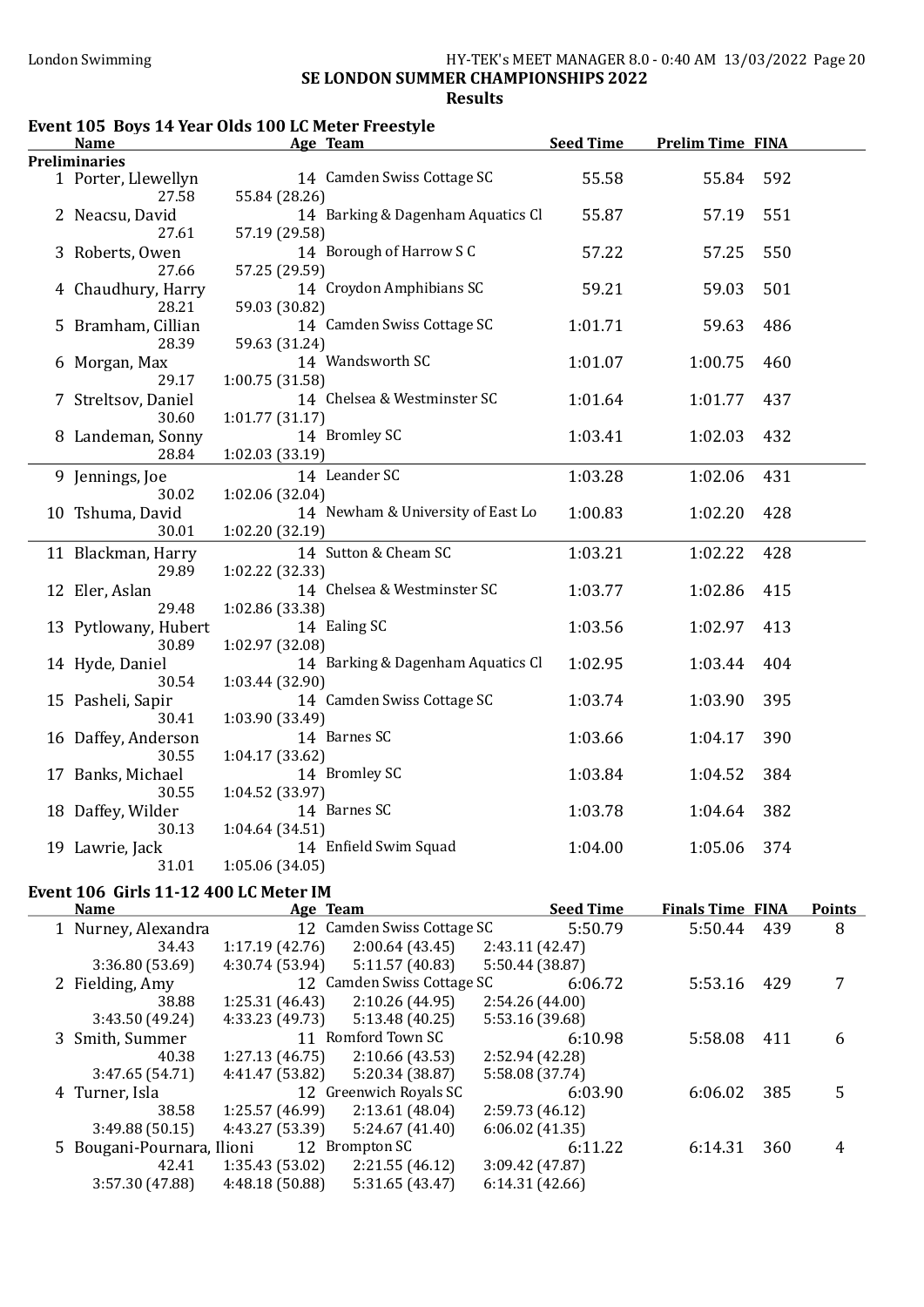## SE LONDON SUMMER CHAMPIONSHIPS 2022

### Results

#### Event 105 Boys 14 Year Olds 100 LC Meter Freestyle

| | Name | Age | Team | Seed Time | Prelim Time | FINA |
|---|---|---|---|---|---|---|
| **Preliminaries** | | | | | | |
| 1 | Porter, Llewellyn | 14 | Camden Swiss Cottage SC | 55.58 | 55.84 | 592 |
| | 27.58 | 55.84 (28.26) | | | | |
| 2 | Neacsu, David | 14 | Barking & Dagenham Aquatics Cl | 55.87 | 57.19 | 551 |
| | 27.61 | 57.19 (29.58) | | | | |
| 3 | Roberts, Owen | 14 | Borough of Harrow S C | 57.22 | 57.25 | 550 |
| | 27.66 | 57.25 (29.59) | | | | |
| 4 | Chaudhury, Harry | 14 | Croydon Amphibians SC | 59.21 | 59.03 | 501 |
| | 28.21 | 59.03 (30.82) | | | | |
| 5 | Bramham, Cillian | 14 | Camden Swiss Cottage SC | 1:01.71 | 59.63 | 486 |
| | 28.39 | 59.63 (31.24) | | | | |
| 6 | Morgan, Max | 14 | Wandsworth SC | 1:01.07 | 1:00.75 | 460 |
| | 29.17 | 1:00.75 (31.58) | | | | |
| 7 | Streltsov, Daniel | 14 | Chelsea & Westminster SC | 1:01.64 | 1:01.77 | 437 |
| | 30.60 | 1:01.77 (31.17) | | | | |
| 8 | Landeman, Sonny | 14 | Bromley SC | 1:03.41 | 1:02.03 | 432 |
| | 28.84 | 1:02.03 (33.19) | | | | |
| 9 | Jennings, Joe | 14 | Leander SC | 1:03.28 | 1:02.06 | 431 |
| | 30.02 | 1:02.06 (32.04) | | | | |
| 10 | Tshuma, David | 14 | Newham & University of East Lo | 1:00.83 | 1:02.20 | 428 |
| | 30.01 | 1:02.20 (32.19) | | | | |
| 11 | Blackman, Harry | 14 | Sutton & Cheam SC | 1:03.21 | 1:02.22 | 428 |
| | 29.89 | 1:02.22 (32.33) | | | | |
| 12 | Eler, Aslan | 14 | Chelsea & Westminster SC | 1:03.77 | 1:02.86 | 415 |
| | 29.48 | 1:02.86 (33.38) | | | | |
| 13 | Pytlowany, Hubert | 14 | Ealing SC | 1:03.56 | 1:02.97 | 413 |
| | 30.89 | 1:02.97 (32.08) | | | | |
| 14 | Hyde, Daniel | 14 | Barking & Dagenham Aquatics Cl | 1:02.95 | 1:03.44 | 404 |
| | 30.54 | 1:03.44 (32.90) | | | | |
| 15 | Pasheli, Sapir | 14 | Camden Swiss Cottage SC | 1:03.74 | 1:03.90 | 395 |
| | 30.41 | 1:03.90 (33.49) | | | | |
| 16 | Daffey, Anderson | 14 | Barnes SC | 1:03.66 | 1:04.17 | 390 |
| | 30.55 | 1:04.17 (33.62) | | | | |
| 17 | Banks, Michael | 14 | Bromley SC | 1:03.84 | 1:04.52 | 384 |
| | 30.55 | 1:04.52 (33.97) | | | | |
| 18 | Daffey, Wilder | 14 | Barnes SC | 1:03.78 | 1:04.64 | 382 |
| | 30.13 | 1:04.64 (34.51) | | | | |
| 19 | Lawrie, Jack | 14 | Enfield Swim Squad | 1:04.00 | 1:05.06 | 374 |
| | 31.01 | 1:05.06 (34.05) | | | | |

#### Event 106 Girls 11-12 400 LC Meter IM

| | Name | Age | Team | | Seed Time | Finals Time | FINA | Points |
|---|---|---|---|---|---|---|---|---|
| 1 | Nurney, Alexandra | 12 | Camden Swiss Cottage SC | | 5:50.79 | 5:50.44 | 439 | 8 |
| | 34.43 | 1:17.19 (42.76) | 2:00.64 (43.45) | 2:43.11 (42.47) | | | | |
| | 3:36.80 (53.69) | 4:30.74 (53.94) | 5:11.57 (40.83) | 5:50.44 (38.87) | | | | |
| 2 | Fielding, Amy | 12 | Camden Swiss Cottage SC | | 6:06.72 | 5:53.16 | 429 | 7 |
| | 38.88 | 1:25.31 (46.43) | 2:10.26 (44.95) | 2:54.26 (44.00) | | | | |
| | 3:43.50 (49.24) | 4:33.23 (49.73) | 5:13.48 (40.25) | 5:53.16 (39.68) | | | | |
| 3 | Smith, Summer | 11 | Romford Town SC | | 6:10.98 | 5:58.08 | 411 | 6 |
| | 40.38 | 1:27.13 (46.75) | 2:10.66 (43.53) | 2:52.94 (42.28) | | | | |
| | 3:47.65 (54.71) | 4:41.47 (53.82) | 5:20.34 (38.87) | 5:58.08 (37.74) | | | | |
| 4 | Turner, Isla | 12 | Greenwich Royals SC | | 6:03.90 | 6:06.02 | 385 | 5 |
| | 38.58 | 1:25.57 (46.99) | 2:13.61 (48.04) | 2:59.73 (46.12) | | | | |
| | 3:49.88 (50.15) | 4:43.27 (53.39) | 5:24.67 (41.40) | 6:06.02 (41.35) | | | | |
| 5 | Bougani-Pournara, Ilioni | 12 | Brompton SC | | 6:11.22 | 6:14.31 | 360 | 4 |
| | 42.41 | 1:35.43 (53.02) | 2:21.55 (46.12) | 3:09.42 (47.87) | | | | |
| | 3:57.30 (47.88) | 4:48.18 (50.88) | 5:31.65 (43.47) | 6:14.31 (42.66) | | | | |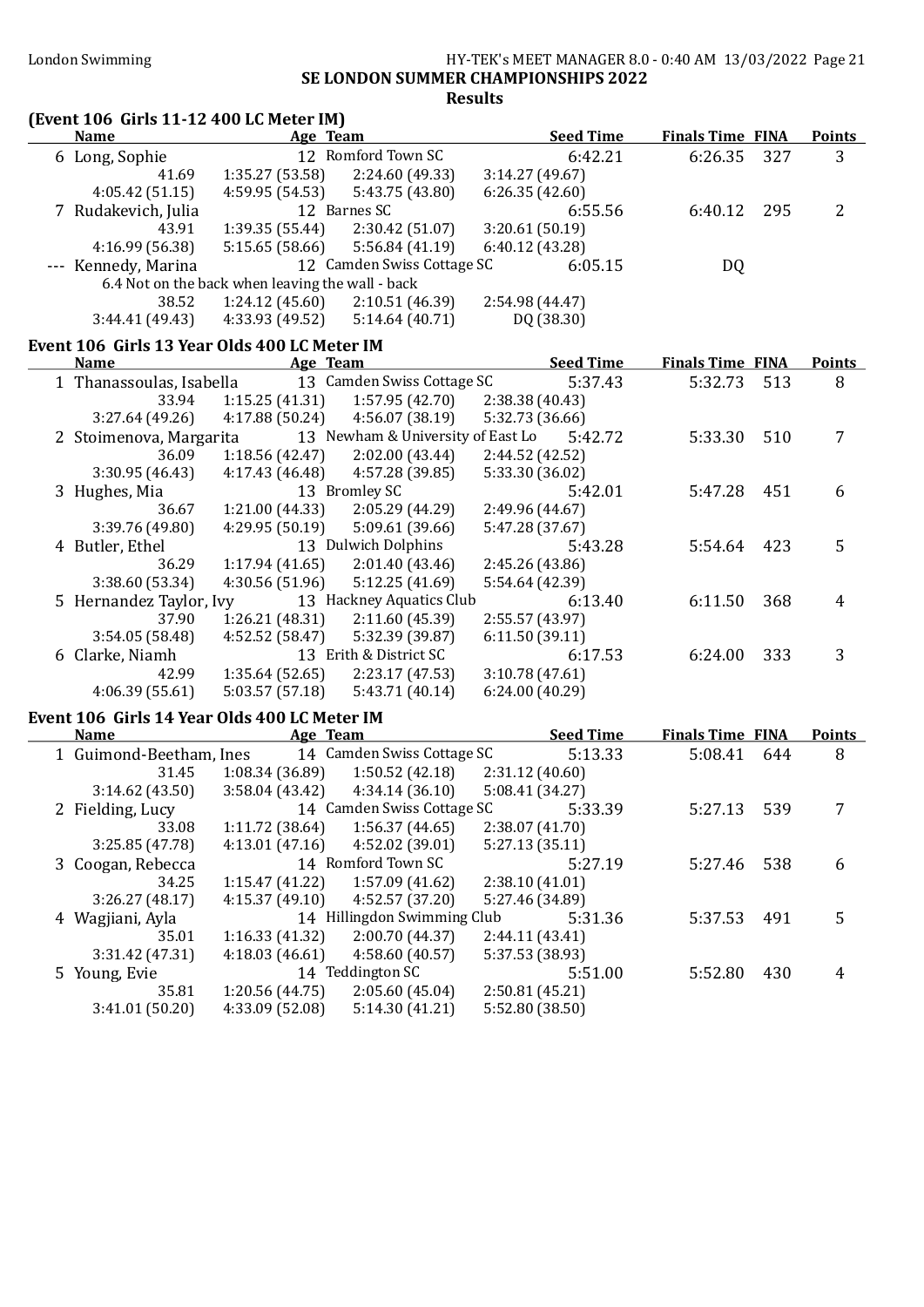**SE LONDON SUMMER CHAMPIONSHIPS 2022**

**Results**

### (Event 106 Girls 11-12 400 LC Meter IM)

| Name | Age | Team | Seed Time | Finals Time | FINA | Points |
|---|---|---|---|---|---|---|
| 6 Long, Sophie | 12 | Romford Town SC | 6:42.21 | 6:26.35 | 327 | 3 |
| 41.69 | 1:35.27 (53.58) | 2:24.60 (49.33) | 3:14.27 (49.67) | | | |
| 4:05.42 (51.15) | 4:59.95 (54.53) | 5:43.75 (43.80) | 6:26.35 (42.60) | | | |
| 7 Rudakevich, Julia | 12 | Barnes SC | 6:55.56 | 6:40.12 | 295 | 2 |
| 43.91 | 1:39.35 (55.44) | 2:30.42 (51.07) | 3:20.61 (50.19) | | | |
| 4:16.99 (56.38) | 5:15.65 (58.66) | 5:56.84 (41.19) | 6:40.12 (43.28) | | | |
| --- Kennedy, Marina | 12 | Camden Swiss Cottage SC | 6:05.15 | DQ | | |
| 6.4 Not on the back when leaving the wall - back | | | | | | |
| 38.52 | 1:24.12 (45.60) | 2:10.51 (46.39) | 2:54.98 (44.47) | | | |
| 3:44.41 (49.43) | 4:33.93 (49.52) | 5:14.64 (40.71) | DQ (38.30) | | | |

### Event 106 Girls 13 Year Olds 400 LC Meter IM

| Name | Age | Team | Seed Time | Finals Time | FINA | Points |
|---|---|---|---|---|---|---|
| 1 Thanassoulas, Isabella | 13 | Camden Swiss Cottage SC | 5:37.43 | 5:32.73 | 513 | 8 |
| 33.94 | 1:15.25 (41.31) | 1:57.95 (42.70) | 2:38.38 (40.43) | | | |
| 3:27.64 (49.26) | 4:17.88 (50.24) | 4:56.07 (38.19) | 5:32.73 (36.66) | | | |
| 2 Stoimenova, Margarita | 13 | Newham & University of East Lo | 5:42.72 | 5:33.30 | 510 | 7 |
| 36.09 | 1:18.56 (42.47) | 2:02.00 (43.44) | 2:44.52 (42.52) | | | |
| 3:30.95 (46.43) | 4:17.43 (46.48) | 4:57.28 (39.85) | 5:33.30 (36.02) | | | |
| 3 Hughes, Mia | 13 | Bromley SC | 5:42.01 | 5:47.28 | 451 | 6 |
| 36.67 | 1:21.00 (44.33) | 2:05.29 (44.29) | 2:49.96 (44.67) | | | |
| 3:39.76 (49.80) | 4:29.95 (50.19) | 5:09.61 (39.66) | 5:47.28 (37.67) | | | |
| 4 Butler, Ethel | 13 | Dulwich Dolphins | 5:43.28 | 5:54.64 | 423 | 5 |
| 36.29 | 1:17.94 (41.65) | 2:01.40 (43.46) | 2:45.26 (43.86) | | | |
| 3:38.60 (53.34) | 4:30.56 (51.96) | 5:12.25 (41.69) | 5:54.64 (42.39) | | | |
| 5 Hernandez Taylor, Ivy | 13 | Hackney Aquatics Club | 6:13.40 | 6:11.50 | 368 | 4 |
| 37.90 | 1:26.21 (48.31) | 2:11.60 (45.39) | 2:55.57 (43.97) | | | |
| 3:54.05 (58.48) | 4:52.52 (58.47) | 5:32.39 (39.87) | 6:11.50 (39.11) | | | |
| 6 Clarke, Niamh | 13 | Erith & District SC | 6:17.53 | 6:24.00 | 333 | 3 |
| 42.99 | 1:35.64 (52.65) | 2:23.17 (47.53) | 3:10.78 (47.61) | | | |
| 4:06.39 (55.61) | 5:03.57 (57.18) | 5:43.71 (40.14) | 6:24.00 (40.29) | | | |

### Event 106 Girls 14 Year Olds 400 LC Meter IM

| Name | Age | Team | Seed Time | Finals Time | FINA | Points |
|---|---|---|---|---|---|---|
| 1 Guimond-Beetham, Ines | 14 | Camden Swiss Cottage SC | 5:13.33 | 5:08.41 | 644 | 8 |
| 31.45 | 1:08.34 (36.89) | 1:50.52 (42.18) | 2:31.12 (40.60) | | | |
| 3:14.62 (43.50) | 3:58.04 (43.42) | 4:34.14 (36.10) | 5:08.41 (34.27) | | | |
| 2 Fielding, Lucy | 14 | Camden Swiss Cottage SC | 5:33.39 | 5:27.13 | 539 | 7 |
| 33.08 | 1:11.72 (38.64) | 1:56.37 (44.65) | 2:38.07 (41.70) | | | |
| 3:25.85 (47.78) | 4:13.01 (47.16) | 4:52.02 (39.01) | 5:27.13 (35.11) | | | |
| 3 Coogan, Rebecca | 14 | Romford Town SC | 5:27.19 | 5:27.46 | 538 | 6 |
| 34.25 | 1:15.47 (41.22) | 1:57.09 (41.62) | 2:38.10 (41.01) | | | |
| 3:26.27 (48.17) | 4:15.37 (49.10) | 4:52.57 (37.20) | 5:27.46 (34.89) | | | |
| 4 Wagjiani, Ayla | 14 | Hillingdon Swimming Club | 5:31.36 | 5:37.53 | 491 | 5 |
| 35.01 | 1:16.33 (41.32) | 2:00.70 (44.37) | 2:44.11 (43.41) | | | |
| 3:31.42 (47.31) | 4:18.03 (46.61) | 4:58.60 (40.57) | 5:37.53 (38.93) | | | |
| 5 Young, Evie | 14 | Teddington SC | 5:51.00 | 5:52.80 | 430 | 4 |
| 35.81 | 1:20.56 (44.75) | 2:05.60 (45.04) | 2:50.81 (45.21) | | | |
| 3:41.01 (50.20) | 4:33.09 (52.08) | 5:14.30 (41.21) | 5:52.80 (38.50) | | | |